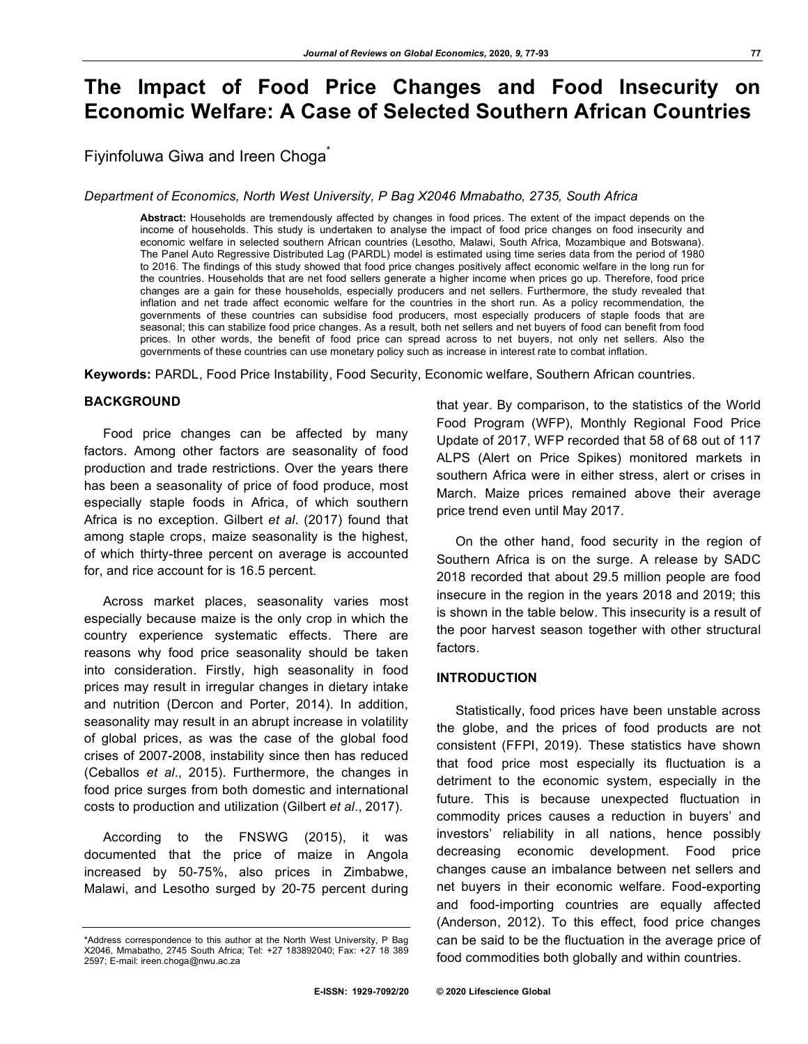# The Impact of Food Price Changes and Food Insecurity on Economic Welfare: A Case of Selected Southern African Countries

Fiyinfoluwa Giwa and Ireen Choga*

*Department of Economics, North West University, P Bag X2046 Mmabatho, 2735, South Africa*

**Abstract:** Households are tremendously affected by changes in food prices. The extent of the impact depends on the income of households. This study is undertaken to analyse the impact of food price changes on food insecurity and economic welfare in selected southern African countries (Lesotho, Malawi, South Africa, Mozambique and Botswana). The Panel Auto Regressive Distributed Lag (PARDL) model is estimated using time series data from the period of 1980 to 2016. The findings of this study showed that food price changes positively affect economic welfare in the long run for the countries. Households that are net food sellers generate a higher income when prices go up. Therefore, food price changes are a gain for these households, especially producers and net sellers. Furthermore, the study revealed that inflation and net trade affect economic welfare for the countries in the short run. As a policy recommendation, the governments of these countries can subsidise food producers, most especially producers of staple foods that are seasonal; this can stabilize food price changes. As a result, both net sellers and net buyers of food can benefit from food prices. In other words, the benefit of food price can spread across to net buyers, not only net sellers. Also the governments of these countries can use monetary policy such as increase in interest rate to combat inflation.

**Keywords:** PARDL, Food Price Instability, Food Security, Economic welfare, Southern African countries.

## BACKGROUND

Food price changes can be affected by many factors. Among other factors are seasonality of food production and trade restrictions. Over the years there has been a seasonality of price of food produce, most especially staple foods in Africa, of which southern Africa is no exception. Gilbert *et al*. (2017) found that among staple crops, maize seasonality is the highest, of which thirty-three percent on average is accounted for, and rice account for is 16.5 percent.

Across market places, seasonality varies most especially because maize is the only crop in which the country experience systematic effects. There are reasons why food price seasonality should be taken into consideration. Firstly, high seasonality in food prices may result in irregular changes in dietary intake and nutrition (Dercon and Porter, 2014). In addition, seasonality may result in an abrupt increase in volatility of global prices, as was the case of the global food crises of 2007-2008, instability since then has reduced (Ceballos *et al*., 2015). Furthermore, the changes in food price surges from both domestic and international costs to production and utilization (Gilbert *et al*., 2017).

According to the FNSWG (2015), it was documented that the price of maize in Angola increased by 50-75%, also prices in Zimbabwe, Malawi, and Lesotho surged by 20-75 percent during that year. By comparison, to the statistics of the World Food Program (WFP), Monthly Regional Food Price Update of 2017, WFP recorded that 58 of 68 out of 117 ALPS (Alert on Price Spikes) monitored markets in southern Africa were in either stress, alert or crises in March. Maize prices remained above their average price trend even until May 2017.

On the other hand, food security in the region of Southern Africa is on the surge. A release by SADC 2018 recorded that about 29.5 million people are food insecure in the region in the years 2018 and 2019; this is shown in the table below. This insecurity is a result of the poor harvest season together with other structural factors.

## INTRODUCTION

Statistically, food prices have been unstable across the globe, and the prices of food products are not consistent (FFPI, 2019). These statistics have shown that food price most especially its fluctuation is a detriment to the economic system, especially in the future. This is because unexpected fluctuation in commodity prices causes a reduction in buyers' and investors' reliability in all nations, hence possibly decreasing economic development. Food price changes cause an imbalance between net sellers and net buyers in their economic welfare. Food-exporting and food-importing countries are equally affected (Anderson, 2012). To this effect, food price changes can be said to be the fluctuation in the average price of food commodities both globally and within countries.

*Address correspondence to this author at the North West University, P Bag X2046, Mmabatho, 2745 South Africa; Tel: +27 183892040; Fax: +27 18 389 2597; E-mail: ireen.choga@nwu.ac.za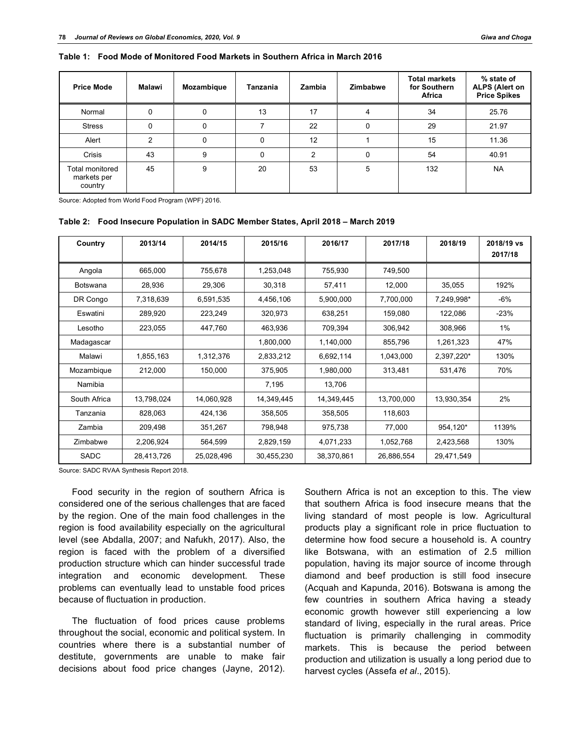**Table 1: Food Mode of Monitored Food Markets in Southern Africa in March 2016**

| Price Mode | Malawi | Mozambique | Tanzania | Zambia | Zimbabwe | Total markets for Southern Africa | % state of ALPS (Alert on Price Spikes |
|---|---|---|---|---|---|---|---|
| Normal | 0 | 0 | 13 | 17 | 4 | 34 | 25.76 |
| Stress | 0 | 0 | 7 | 22 | 0 | 29 | 21.97 |
| Alert | 2 | 0 | 0 | 12 | 1 | 15 | 11.36 |
| Crisis | 43 | 9 | 0 | 2 | 0 | 54 | 40.91 |
| Total monitored markets per country | 45 | 9 | 20 | 53 | 5 | 132 | NA |

Source: Adopted from World Food Program (WPF) 2016.

**Table 2: Food Insecure Population in SADC Member States, April 2018 – March 2019**

| Country | 2013/14 | 2014/15 | 2015/16 | 2016/17 | 2017/18 | 2018/19 | 2018/19 vs 2017/18 |
|---|---|---|---|---|---|---|---|
| Angola | 665,000 | 755,678 | 1,253,048 | 755,930 | 749,500 | | |
| Botswana | 28,936 | 29,306 | 30,318 | 57,411 | 12,000 | 35,055 | 192% |
| DR Congo | 7,318,639 | 6,591,535 | 4,456,106 | 5,900,000 | 7,700,000 | 7,249,998* | -6% |
| Eswatini | 289,920 | 223,249 | 320,973 | 638,251 | 159,080 | 122,086 | -23% |
| Lesotho | 223,055 | 447,760 | 463,936 | 709,394 | 306,942 | 308,966 | 1% |
| Madagascar | | | 1,800,000 | 1,140,000 | 855,796 | 1,261,323 | 47% |
| Malawi | 1,855,163 | 1,312,376 | 2,833,212 | 6,692,114 | 1,043,000 | 2,397,220* | 130% |
| Mozambique | 212,000 | 150,000 | 375,905 | 1,980,000 | 313,481 | 531,476 | 70% |
| Namibia | | | 7,195 | 13,706 | | | |
| South Africa | 13,798,024 | 14,060,928 | 14,349,445 | 14,349,445 | 13,700,000 | 13,930,354 | 2% |
| Tanzania | 828,063 | 424,136 | 358,505 | 358,505 | 118,603 | | |
| Zambia | 209,498 | 351,267 | 798,948 | 975,738 | 77,000 | 954,120* | 1139% |
| Zimbabwe | 2,206,924 | 564,599 | 2,829,159 | 4,071,233 | 1,052,768 | 2,423,568 | 130% |
| SADC | 28,413,726 | 25,028,496 | 30,455,230 | 38,370,861 | 26,886,554 | 29,471,549 | |

Source: SADC RVAA Synthesis Report 2018.

Food security in the region of southern Africa is considered one of the serious challenges that are faced by the region. One of the main food challenges in the region is food availability especially on the agricultural level (see Abdalla, 2007; and Nafukh, 2017). Also, the region is faced with the problem of a diversified production structure which can hinder successful trade integration and economic development. These problems can eventually lead to unstable food prices because of fluctuation in production.

The fluctuation of food prices cause problems throughout the social, economic and political system. In countries where there is a substantial number of destitute, governments are unable to make fair decisions about food price changes (Jayne, 2012). Southern Africa is not an exception to this. The view that southern Africa is food insecure means that the living standard of most people is low. Agricultural products play a significant role in price fluctuation to determine how food secure a household is. A country like Botswana, with an estimation of 2.5 million population, having its major source of income through diamond and beef production is still food insecure (Acquah and Kapunda, 2016). Botswana is among the few countries in southern Africa having a steady economic growth however still experiencing a low standard of living, especially in the rural areas. Price fluctuation is primarily challenging in commodity markets. This is because the period between production and utilization is usually a long period due to harvest cycles (Assefa *et al*., 2015).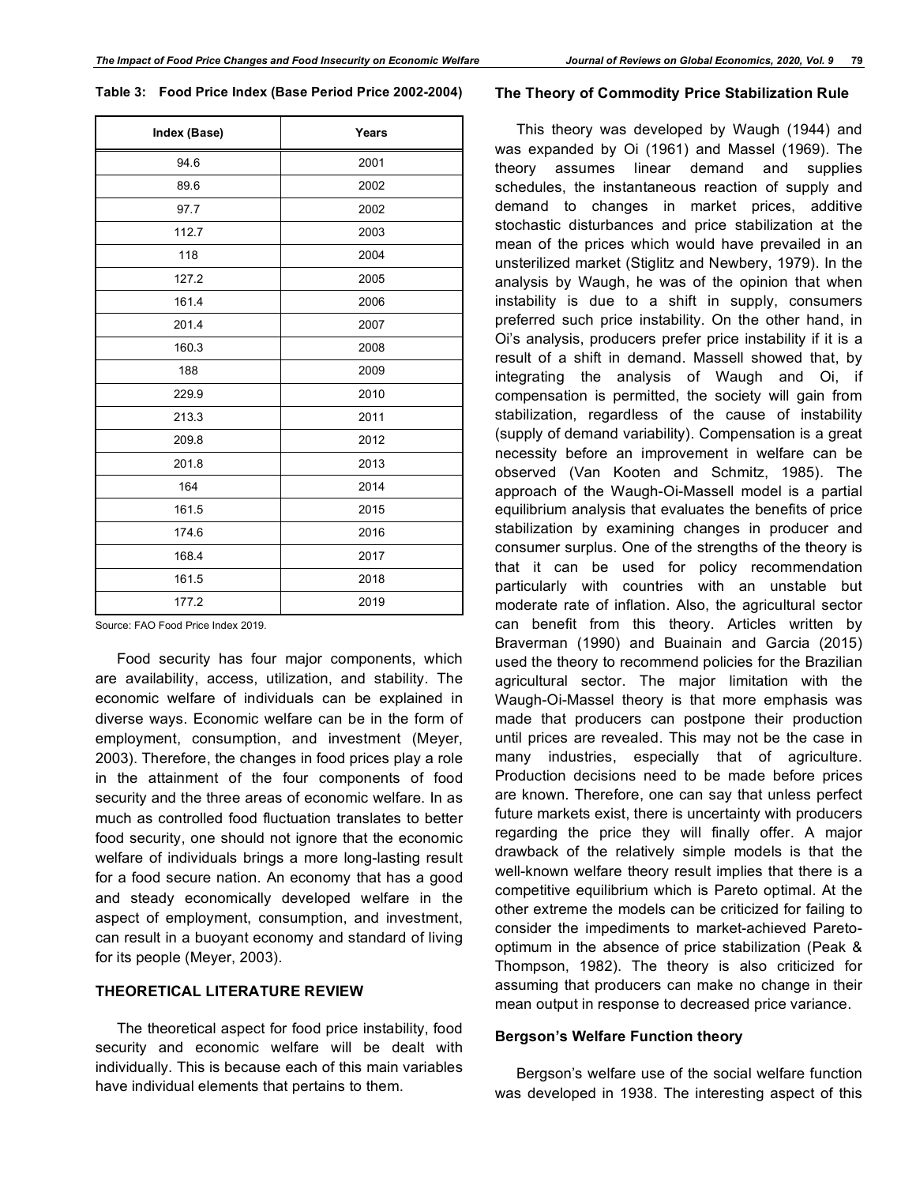**Table 3: Food Price Index (Base Period Price 2002-2004)**

| Index (Base) | Years |
|---|---|
| 94.6 | 2001 |
| 89.6 | 2002 |
| 97.7 | 2002 |
| 112.7 | 2003 |
| 118 | 2004 |
| 127.2 | 2005 |
| 161.4 | 2006 |
| 201.4 | 2007 |
| 160.3 | 2008 |
| 188 | 2009 |
| 229.9 | 2010 |
| 213.3 | 2011 |
| 209.8 | 2012 |
| 201.8 | 2013 |
| 164 | 2014 |
| 161.5 | 2015 |
| 174.6 | 2016 |
| 168.4 | 2017 |
| 161.5 | 2018 |
| 177.2 | 2019 |

Source: FAO Food Price Index 2019.

Food security has four major components, which are availability, access, utilization, and stability. The economic welfare of individuals can be explained in diverse ways. Economic welfare can be in the form of employment, consumption, and investment (Meyer, 2003). Therefore, the changes in food prices play a role in the attainment of the four components of food security and the three areas of economic welfare. In as much as controlled food fluctuation translates to better food security, one should not ignore that the economic welfare of individuals brings a more long-lasting result for a food secure nation. An economy that has a good and steady economically developed welfare in the aspect of employment, consumption, and investment, can result in a buoyant economy and standard of living for its people (Meyer, 2003).

## THEORETICAL LITERATURE REVIEW

The theoretical aspect for food price instability, food security and economic welfare will be dealt with individually. This is because each of this main variables have individual elements that pertains to them.

### The Theory of Commodity Price Stabilization Rule

This theory was developed by Waugh (1944) and was expanded by Oi (1961) and Massel (1969). The theory assumes linear demand and supplies schedules, the instantaneous reaction of supply and demand to changes in market prices, additive stochastic disturbances and price stabilization at the mean of the prices which would have prevailed in an unsterilized market (Stiglitz and Newbery, 1979). In the analysis by Waugh, he was of the opinion that when instability is due to a shift in supply, consumers preferred such price instability. On the other hand, in Oi's analysis, producers prefer price instability if it is a result of a shift in demand. Massell showed that, by integrating the analysis of Waugh and Oi, if compensation is permitted, the society will gain from stabilization, regardless of the cause of instability (supply of demand variability). Compensation is a great necessity before an improvement in welfare can be observed (Van Kooten and Schmitz, 1985). The approach of the Waugh-Oi-Massell model is a partial equilibrium analysis that evaluates the benefits of price stabilization by examining changes in producer and consumer surplus. One of the strengths of the theory is that it can be used for policy recommendation particularly with countries with an unstable but moderate rate of inflation. Also, the agricultural sector can benefit from this theory. Articles written by Braverman (1990) and Buainain and Garcia (2015) used the theory to recommend policies for the Brazilian agricultural sector. The major limitation with the Waugh-Oi-Massel theory is that more emphasis was made that producers can postpone their production until prices are revealed. This may not be the case in many industries, especially that of agriculture. Production decisions need to be made before prices are known. Therefore, one can say that unless perfect future markets exist, there is uncertainty with producers regarding the price they will finally offer. A major drawback of the relatively simple models is that the well-known welfare theory result implies that there is a competitive equilibrium which is Pareto optimal. At the other extreme the models can be criticized for failing to consider the impediments to market-achieved Pareto-optimum in the absence of price stabilization (Peak & Thompson, 1982). The theory is also criticized for assuming that producers can make no change in their mean output in response to decreased price variance.

### Bergson's Welfare Function theory

Bergson's welfare use of the social welfare function was developed in 1938. The interesting aspect of this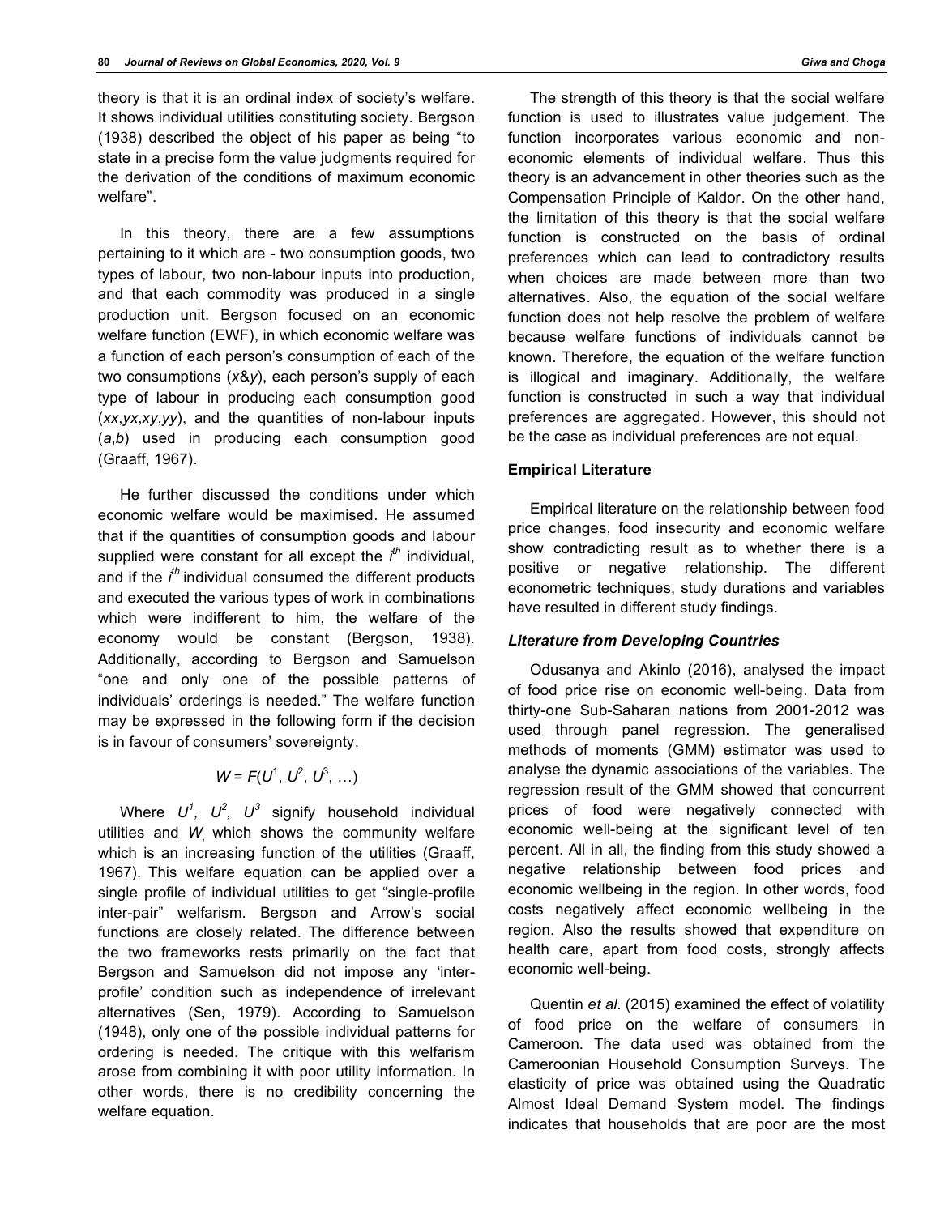theory is that it is an ordinal index of society's welfare. It shows individual utilities constituting society. Bergson (1938) described the object of his paper as being "to state in a precise form the value judgments required for the derivation of the conditions of maximum economic welfare".

In this theory, there are a few assumptions pertaining to it which are - two consumption goods, two types of labour, two non-labour inputs into production, and that each commodity was produced in a single production unit. Bergson focused on an economic welfare function (EWF), in which economic welfare was a function of each person's consumption of each of the two consumptions (*x*&*y*), each person's supply of each type of labour in producing each consumption good (*xx*,*yx*,*xy*,*yy*), and the quantities of non-labour inputs (*a*,*b*) used in producing each consumption good (Graaff, 1967).

He further discussed the conditions under which economic welfare would be maximised. He assumed that if the quantities of consumption goods and labour supplied were constant for all except the $i^{th}$ individual, and if the $i^{th}$ individual consumed the different products and executed the various types of work in combinations which were indifferent to him, the welfare of the economy would be constant (Bergson, 1938). Additionally, according to Bergson and Samuelson "one and only one of the possible patterns of individuals' orderings is needed." The welfare function may be expressed in the following form if the decision is in favour of consumers' sovereignty.

$$W = F(U^1, U^2, U^3, \ldots)$$

Where $U^1$, $U^2$, $U^3$ signify household individual utilities and $W$ which shows the community welfare which is an increasing function of the utilities (Graaff, 1967). This welfare equation can be applied over a single profile of individual utilities to get "single-profile inter-pair" welfarism. Bergson and Arrow's social functions are closely related. The difference between the two frameworks rests primarily on the fact that Bergson and Samuelson did not impose any 'inter-profile' condition such as independence of irrelevant alternatives (Sen, 1979). According to Samuelson (1948), only one of the possible individual patterns for ordering is needed. The critique with this welfarism arose from combining it with poor utility information. In other words, there is no credibility concerning the welfare equation.

The strength of this theory is that the social welfare function is used to illustrates value judgement. The function incorporates various economic and non-economic elements of individual welfare. Thus this theory is an advancement in other theories such as the Compensation Principle of Kaldor. On the other hand, the limitation of this theory is that the social welfare function is constructed on the basis of ordinal preferences which can lead to contradictory results when choices are made between more than two alternatives. Also, the equation of the social welfare function does not help resolve the problem of welfare because welfare functions of individuals cannot be known. Therefore, the equation of the welfare function is illogical and imaginary. Additionally, the welfare function is constructed in such a way that individual preferences are aggregated. However, this should not be the case as individual preferences are not equal.

### Empirical Literature

Empirical literature on the relationship between food price changes, food insecurity and economic welfare show contradicting result as to whether there is a positive or negative relationship. The different econometric techniques, study durations and variables have resulted in different study findings.

#### *Literature from Developing Countries*

Odusanya and Akinlo (2016), analysed the impact of food price rise on economic well-being. Data from thirty-one Sub-Saharan nations from 2001-2012 was used through panel regression. The generalised methods of moments (GMM) estimator was used to analyse the dynamic associations of the variables. The regression result of the GMM showed that concurrent prices of food were negatively connected with economic well-being at the significant level of ten percent. All in all, the finding from this study showed a negative relationship between food prices and economic wellbeing in the region. In other words, food costs negatively affect economic wellbeing in the region. Also the results showed that expenditure on health care, apart from food costs, strongly affects economic well-being.

Quentin *et al*. (2015) examined the effect of volatility of food price on the welfare of consumers in Cameroon. The data used was obtained from the Cameroonian Household Consumption Surveys. The elasticity of price was obtained using the Quadratic Almost Ideal Demand System model. The findings indicates that households that are poor are the most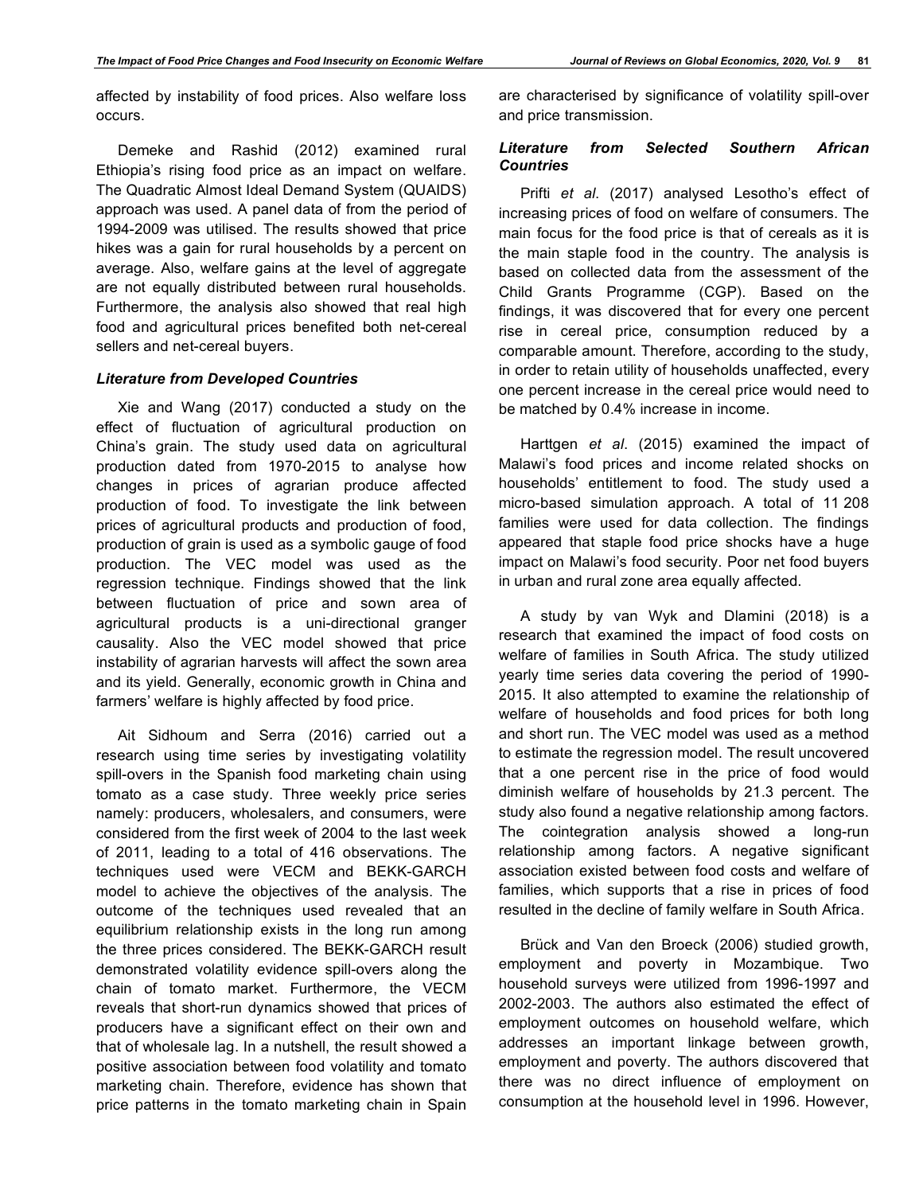affected by instability of food prices. Also welfare loss occurs.

Demeke and Rashid (2012) examined rural Ethiopia's rising food price as an impact on welfare. The Quadratic Almost Ideal Demand System (QUAIDS) approach was used. A panel data of from the period of 1994-2009 was utilised. The results showed that price hikes was a gain for rural households by a percent on average. Also, welfare gains at the level of aggregate are not equally distributed between rural households. Furthermore, the analysis also showed that real high food and agricultural prices benefited both net-cereal sellers and net-cereal buyers.

### *Literature from Developed Countries*

Xie and Wang (2017) conducted a study on the effect of fluctuation of agricultural production on China's grain. The study used data on agricultural production dated from 1970-2015 to analyse how changes in prices of agrarian produce affected production of food. To investigate the link between prices of agricultural products and production of food, production of grain is used as a symbolic gauge of food production. The VEC model was used as the regression technique. Findings showed that the link between fluctuation of price and sown area of agricultural products is a uni-directional granger causality. Also the VEC model showed that price instability of agrarian harvests will affect the sown area and its yield. Generally, economic growth in China and farmers' welfare is highly affected by food price.

Ait Sidhoum and Serra (2016) carried out a research using time series by investigating volatility spill-overs in the Spanish food marketing chain using tomato as a case study. Three weekly price series namely: producers, wholesalers, and consumers, were considered from the first week of 2004 to the last week of 2011, leading to a total of 416 observations. The techniques used were VECM and BEKK-GARCH model to achieve the objectives of the analysis. The outcome of the techniques used revealed that an equilibrium relationship exists in the long run among the three prices considered. The BEKK-GARCH result demonstrated volatility evidence spill-overs along the chain of tomato market. Furthermore, the VECM reveals that short-run dynamics showed that prices of producers have a significant effect on their own and that of wholesale lag. In a nutshell, the result showed a positive association between food volatility and tomato marketing chain. Therefore, evidence has shown that price patterns in the tomato marketing chain in Spain are characterised by significance of volatility spill-over and price transmission.

### *Literature from Selected Southern African Countries*

Prifti *et al*. (2017) analysed Lesotho's effect of increasing prices of food on welfare of consumers. The main focus for the food price is that of cereals as it is the main staple food in the country. The analysis is based on collected data from the assessment of the Child Grants Programme (CGP). Based on the findings, it was discovered that for every one percent rise in cereal price, consumption reduced by a comparable amount. Therefore, according to the study, in order to retain utility of households unaffected, every one percent increase in the cereal price would need to be matched by 0.4% increase in income.

Harttgen *et al*. (2015) examined the impact of Malawi's food prices and income related shocks on households' entitlement to food. The study used a micro-based simulation approach. A total of 11 208 families were used for data collection. The findings appeared that staple food price shocks have a huge impact on Malawi's food security. Poor net food buyers in urban and rural zone area equally affected.

A study by van Wyk and Dlamini (2018) is a research that examined the impact of food costs on welfare of families in South Africa. The study utilized yearly time series data covering the period of 1990-2015. It also attempted to examine the relationship of welfare of households and food prices for both long and short run. The VEC model was used as a method to estimate the regression model. The result uncovered that a one percent rise in the price of food would diminish welfare of households by 21.3 percent. The study also found a negative relationship among factors. The cointegration analysis showed a long-run relationship among factors. A negative significant association existed between food costs and welfare of families, which supports that a rise in prices of food resulted in the decline of family welfare in South Africa.

Brück and Van den Broeck (2006) studied growth, employment and poverty in Mozambique. Two household surveys were utilized from 1996-1997 and 2002-2003. The authors also estimated the effect of employment outcomes on household welfare, which addresses an important linkage between growth, employment and poverty. The authors discovered that there was no direct influence of employment on consumption at the household level in 1996. However,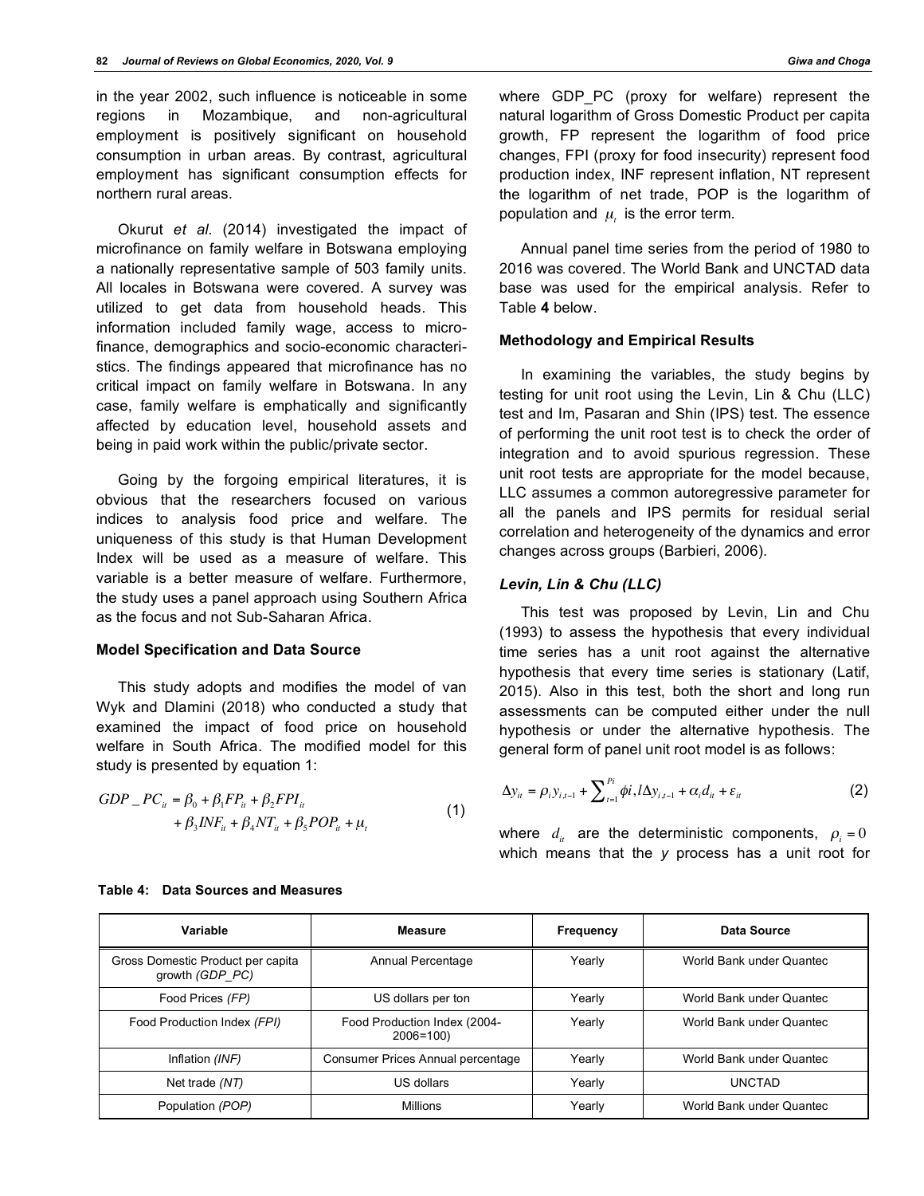in the year 2002, such influence is noticeable in some regions in Mozambique, and non-agricultural employment is positively significant on household consumption in urban areas. By contrast, agricultural employment has significant consumption effects for northern rural areas.

Okurut *et al.* (2014) investigated the impact of microfinance on family welfare in Botswana employing a nationally representative sample of 503 family units. All locales in Botswana were covered. A survey was utilized to get data from household heads. This information included family wage, access to microfinance, demographics and socio-economic characteristics. The findings appeared that microfinance has no critical impact on family welfare in Botswana. In any case, family welfare is emphatically and significantly affected by education level, household assets and being in paid work within the public/private sector.

Going by the forgoing empirical literatures, it is obvious that the researchers focused on various indices to analysis food price and welfare. The uniqueness of this study is that Human Development Index will be used as a measure of welfare. This variable is a better measure of welfare. Furthermore, the study uses a panel approach using Southern Africa as the focus and not Sub-Saharan Africa.

### Model Specification and Data Source

This study adopts and modifies the model of van Wyk and Dlamini (2018) who conducted a study that examined the impact of food price on household welfare in South Africa. The modified model for this study is presented by equation 1:

$$GDP\_PC_{it} = \beta_0 + \beta_1 FP_{it} + \beta_2 FPI_{it} + \beta_3 INF_{it} + \beta_4 NT_{it} + \beta_5 POP_{it} + \mu_t \quad (1)$$

where GDP_PC (proxy for welfare) represent the natural logarithm of Gross Domestic Product per capita growth, FP represent the logarithm of food price changes, FPI (proxy for food insecurity) represent food production index, INF represent inflation, NT represent the logarithm of net trade, POP is the logarithm of population and $\mu_t$ is the error term.

Annual panel time series from the period of 1980 to 2016 was covered. The World Bank and UNCTAD data base was used for the empirical analysis. Refer to Table **4** below.

**Table 4: Data Sources and Measures**

| Variable | Measure | Frequency | Data Source |
|---|---|---|---|
| Gross Domestic Product per capita growth *(GDP_PC)* | Annual Percentage | Yearly | World Bank under Quantec |
| Food Prices *(FP)* | US dollars per ton | Yearly | World Bank under Quantec |
| Food Production Index *(FPI)* | Food Production Index (2004-2006=100) | Yearly | World Bank under Quantec |
| Inflation *(INF)* | Consumer Prices Annual percentage | Yearly | World Bank under Quantec |
| Net trade *(NT)* | US dollars | Yearly | UNCTAD |
| Population *(POP)* | Millions | Yearly | World Bank under Quantec |

### Methodology and Empirical Results

In examining the variables, the study begins by testing for unit root using the Levin, Lin & Chu (LLC) test and Im, Pasaran and Shin (IPS) test. The essence of performing the unit root test is to check the order of integration and to avoid spurious regression. These unit root tests are appropriate for the model because, LLC assumes a common autoregressive parameter for all the panels and IPS permits for residual serial correlation and heterogeneity of the dynamics and error changes across groups (Barbieri, 2006).

#### *Levin, Lin & Chu (LLC)*

This test was proposed by Levin, Lin and Chu (1993) to assess the hypothesis that every individual time series has a unit root against the alternative hypothesis that every time series is stationary (Latif, 2015). Also in this test, both the short and long run assessments can be computed either under the null hypothesis or under the alternative hypothesis. The general form of panel unit root model is as follows:

$$\Delta y_{it} = \rho_i y_{i,t-1} + \sum_{t=1}^{Pi} \phi i, l \Delta y_{i,t-1} + \alpha_i d_{it} + \varepsilon_{it} \quad (2)$$

where $d_{it}$ are the deterministic components, $\rho_i = 0$ which means that the *y* process has a unit root for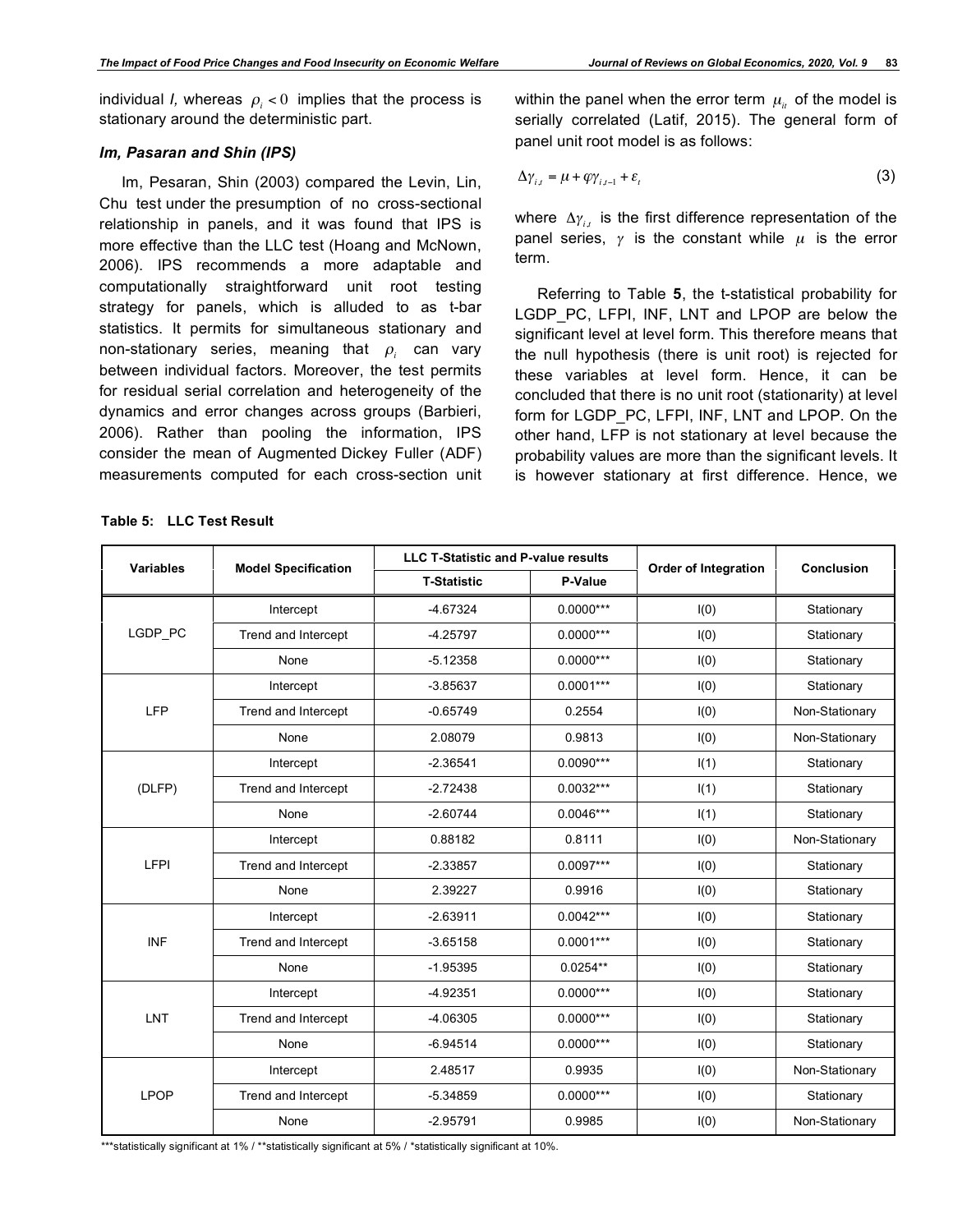individual *I,* whereas $\rho_i < 0$ implies that the process is stationary around the deterministic part.

### *Im, Pasaran and Shin (IPS)*

Im, Pesaran, Shin (2003) compared the Levin, Lin, Chu test under the presumption of no cross-sectional relationship in panels, and it was found that IPS is more effective than the LLC test (Hoang and McNown, 2006). IPS recommends a more adaptable and computationally straightforward unit root testing strategy for panels, which is alluded to as t-bar statistics. It permits for simultaneous stationary and non-stationary series, meaning that $\rho_i$ can vary between individual factors. Moreover, the test permits for residual serial correlation and heterogeneity of the dynamics and error changes across groups (Barbieri, 2006). Rather than pooling the information, IPS consider the mean of Augmented Dickey Fuller (ADF) measurements computed for each cross-section unit within the panel when the error term $\mu_{it}$ of the model is serially correlated (Latif, 2015). The general form of panel unit root model is as follows:

$$\Delta\gamma_{i,t} = \mu + \varphi\gamma_{i,t-1} + \varepsilon_t \tag{3}$$

where $\Delta\gamma_{i,t}$ is the first difference representation of the panel series, $\gamma$ is the constant while $\mu$ is the error term.

Referring to Table **5**, the t-statistical probability for LGDP_PC, LFPI, INF, LNT and LPOP are below the significant level at level form. This therefore means that the null hypothesis (there is unit root) is rejected for these variables at level form. Hence, it can be concluded that there is no unit root (stationarity) at level form for LGDP_PC, LFPI, INF, LNT and LPOP. On the other hand, LFP is not stationary at level because the probability values are more than the significant levels. It is however stationary at first difference. Hence, we

**Table 5: LLC Test Result**

| Variables | Model Specification | LLC T-Statistic and P-value results | | Order of Integration | Conclusion |
|---|---|---|---|---|---|
| | | T-Statistic | P-Value | | |
| LGDP_PC | Intercept | -4.67324 | 0.0000*** | I(0) | Stationary |
| | Trend and Intercept | -4.25797 | 0.0000*** | I(0) | Stationary |
| | None | -5.12358 | 0.0000*** | I(0) | Stationary |
| LFP | Intercept | -3.85637 | 0.0001*** | I(0) | Stationary |
| | Trend and Intercept | -0.65749 | 0.2554 | I(0) | Non-Stationary |
| | None | 2.08079 | 0.9813 | I(0) | Non-Stationary |
| (DLFP) | Intercept | -2.36541 | 0.0090*** | I(1) | Stationary |
| | Trend and Intercept | -2.72438 | 0.0032*** | I(1) | Stationary |
| | None | -2.60744 | 0.0046*** | I(1) | Stationary |
| LFPI | Intercept | 0.88182 | 0.8111 | I(0) | Non-Stationary |
| | Trend and Intercept | -2.33857 | 0.0097*** | I(0) | Stationary |
| | None | 2.39227 | 0.9916 | I(0) | Stationary |
| INF | Intercept | -2.63911 | 0.0042*** | I(0) | Stationary |
| | Trend and Intercept | -3.65158 | 0.0001*** | I(0) | Stationary |
| | None | -1.95395 | 0.0254** | I(0) | Stationary |
| LNT | Intercept | -4.92351 | 0.0000*** | I(0) | Stationary |
| | Trend and Intercept | -4.06305 | 0.0000*** | I(0) | Stationary |
| | None | -6.94514 | 0.0000*** | I(0) | Stationary |
| LPOP | Intercept | 2.48517 | 0.9935 | I(0) | Non-Stationary |
| | Trend and Intercept | -5.34859 | 0.0000*** | I(0) | Stationary |
| | None | -2.95791 | 0.9985 | I(0) | Non-Stationary |

***statistically significant at 1% / **statistically significant at 5% / *statistically significant at 10%.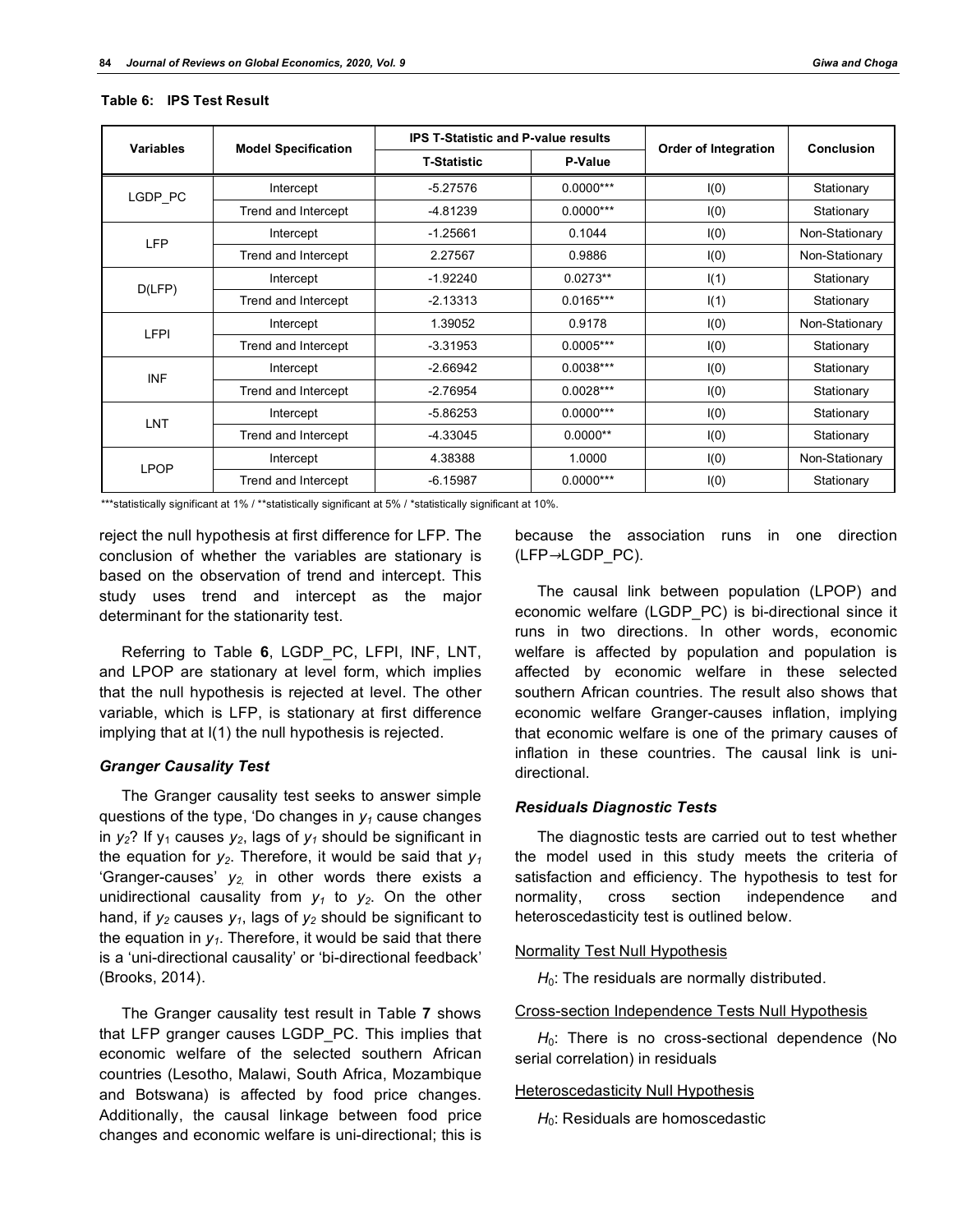**Table 6: IPS Test Result**

| Variables | Model Specification | IPS T-Statistic and P-value results | | Order of Integration | Conclusion |
|---|---|---|---|---|---|
| | | T-Statistic | P-Value | | |
| LGDP_PC | Intercept | -5.27576 | 0.0000*** | I(0) | Stationary |
| | Trend and Intercept | -4.81239 | 0.0000*** | I(0) | Stationary |
| LFP | Intercept | -1.25661 | 0.1044 | I(0) | Non-Stationary |
| | Trend and Intercept | 2.27567 | 0.9886 | I(0) | Non-Stationary |
| D(LFP) | Intercept | -1.92240 | 0.0273** | I(1) | Stationary |
| | Trend and Intercept | -2.13313 | 0.0165*** | I(1) | Stationary |
| LFPI | Intercept | 1.39052 | 0.9178 | I(0) | Non-Stationary |
| | Trend and Intercept | -3.31953 | 0.0005*** | I(0) | Stationary |
| INF | Intercept | -2.66942 | 0.0038*** | I(0) | Stationary |
| | Trend and Intercept | -2.76954 | 0.0028*** | I(0) | Stationary |
| LNT | Intercept | -5.86253 | 0.0000*** | I(0) | Stationary |
| | Trend and Intercept | -4.33045 | 0.0000** | I(0) | Stationary |
| LPOP | Intercept | 4.38388 | 1.0000 | I(0) | Non-Stationary |
| | Trend and Intercept | -6.15987 | 0.0000*** | I(0) | Stationary |

***statistically significant at 1% / **statistically significant at 5% / *statistically significant at 10%.

reject the null hypothesis at first difference for LFP. The conclusion of whether the variables are stationary is based on the observation of trend and intercept. This study uses trend and intercept as the major determinant for the stationarity test.

Referring to Table **6**, LGDP_PC, LFPI, INF, LNT, and LPOP are stationary at level form, which implies that the null hypothesis is rejected at level. The other variable, which is LFP, is stationary at first difference implying that at I(1) the null hypothesis is rejected.

### *Granger Causality Test*

The Granger causality test seeks to answer simple questions of the type, 'Do changes in $y_1$ cause changes in $y_2$? If $y_1$ causes $y_2$, lags of $y_1$ should be significant in the equation for $y_2$. Therefore, it would be said that $y_1$ 'Granger-causes' $y_2$, in other words there exists a unidirectional causality from $y_1$ to $y_2$. On the other hand, if $y_2$ causes $y_1$, lags of $y_2$ should be significant to the equation in $y_1$. Therefore, it would be said that there is a 'uni-directional causality' or 'bi-directional feedback' (Brooks, 2014).

The Granger causality test result in Table **7** shows that LFP granger causes LGDP_PC. This implies that economic welfare of the selected southern African countries (Lesotho, Malawi, South Africa, Mozambique and Botswana) is affected by food price changes. Additionally, the causal linkage between food price changes and economic welfare is uni-directional; this is because the association runs in one direction (LFP→LGDP_PC).

The causal link between population (LPOP) and economic welfare (LGDP_PC) is bi-directional since it runs in two directions. In other words, economic welfare is affected by population and population is affected by economic welfare in these selected southern African countries. The result also shows that economic welfare Granger-causes inflation, implying that economic welfare is one of the primary causes of inflation in these countries. The causal link is uni-directional.

### *Residuals Diagnostic Tests*

The diagnostic tests are carried out to test whether the model used in this study meets the criteria of satisfaction and efficiency. The hypothesis to test for normality, cross section independence and heteroscedasticity test is outlined below.

Normality Test Null Hypothesis

$H_0$: The residuals are normally distributed.

Cross-section Independence Tests Null Hypothesis

$H_0$: There is no cross-sectional dependence (No serial correlation) in residuals

Heteroscedasticity Null Hypothesis

$H_0$: Residuals are homoscedastic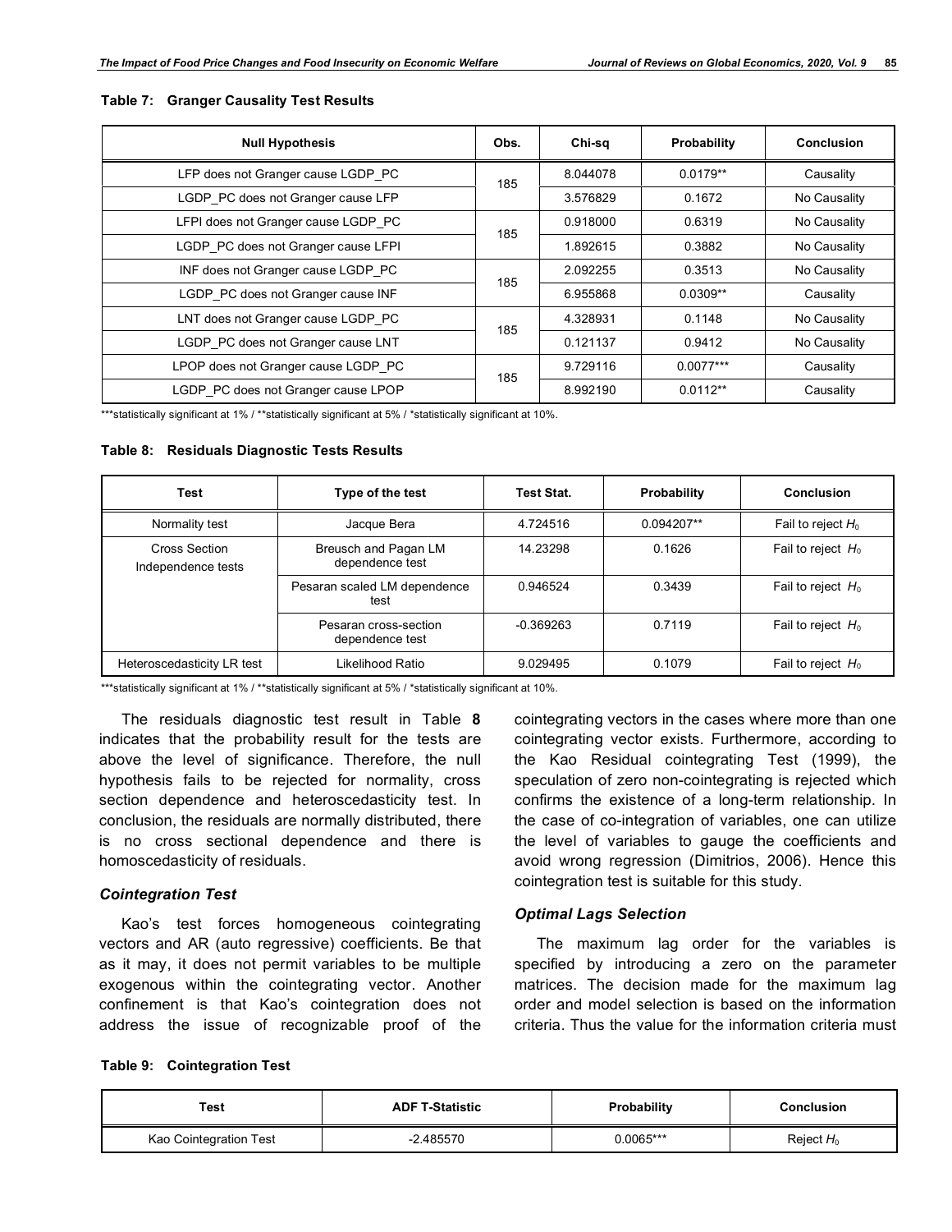**Table 7: Granger Causality Test Results**

| Null Hypothesis | Obs. | Chi-sq | Probability | Conclusion |
|---|---|---|---|---|
| LFP does not Granger cause LGDP_PC | 185 | 8.044078 | 0.0179** | Causality |
| LGDP_PC does not Granger cause LFP | | 3.576829 | 0.1672 | No Causality |
| LFPI does not Granger cause LGDP_PC | 185 | 0.918000 | 0.6319 | No Causality |
| LGDP_PC does not Granger cause LFPI | | 1.892615 | 0.3882 | No Causality |
| INF does not Granger cause LGDP_PC | 185 | 2.092255 | 0.3513 | No Causality |
| LGDP_PC does not Granger cause INF | | 6.955868 | 0.0309** | Causality |
| LNT does not Granger cause LGDP_PC | 185 | 4.328931 | 0.1148 | No Causality |
| LGDP_PC does not Granger cause LNT | | 0.121137 | 0.9412 | No Causality |
| LPOP does not Granger cause LGDP_PC | 185 | 9.729116 | 0.0077*** | Causality |
| LGDP_PC does not Granger cause LPOP | | 8.992190 | 0.0112** | Causality |

***statistically significant at 1% / **statistically significant at 5% / *statistically significant at 10%.

**Table 8: Residuals Diagnostic Tests Results**

| Test | Type of the test | Test Stat. | Probability | Conclusion |
|---|---|---|---|---|
| Normality test | Jacque Bera | 4.724516 | 0.094207** | Fail to reject $H_0$ |
| Cross Section Independence tests | Breusch and Pagan LM dependence test | 14.23298 | 0.1626 | Fail to reject $H_0$ |
| | Pesaran scaled LM dependence test | 0.946524 | 0.3439 | Fail to reject $H_0$ |
| | Pesaran cross-section dependence test | -0.369263 | 0.7119 | Fail to reject $H_0$ |
| Heteroscedasticity LR test | Likelihood Ratio | 9.029495 | 0.1079 | Fail to reject $H_0$ |

***statistically significant at 1% / **statistically significant at 5% / *statistically significant at 10%.

The residuals diagnostic test result in Table **8** indicates that the probability result for the tests are above the level of significance. Therefore, the null hypothesis fails to be rejected for normality, cross section dependence and heteroscedasticity test. In conclusion, the residuals are normally distributed, there is no cross sectional dependence and there is homoscedasticity of residuals.

### *Cointegration Test*

Kao's test forces homogeneous cointegrating vectors and AR (auto regressive) coefficients. Be that as it may, it does not permit variables to be multiple exogenous within the cointegrating vector. Another confinement is that Kao's cointegration does not address the issue of recognizable proof of the cointegrating vectors in the cases where more than one cointegrating vector exists. Furthermore, according to the Kao Residual cointegrating Test (1999), the speculation of zero non-cointegrating is rejected which confirms the existence of a long-term relationship. In the case of co-integration of variables, one can utilize the level of variables to gauge the coefficients and avoid wrong regression (Dimitrios, 2006). Hence this cointegration test is suitable for this study.

### *Optimal Lags Selection*

The maximum lag order for the variables is specified by introducing a zero on the parameter matrices. The decision made for the maximum lag order and model selection is based on the information criteria. Thus the value for the information criteria must

**Table 9: Cointegration Test**

| Test | ADF T-Statistic | Probability | Conclusion |
|---|---|---|---|
| Kao Cointegration Test | -2.485570 | 0.0065*** | Reject $H_0$ |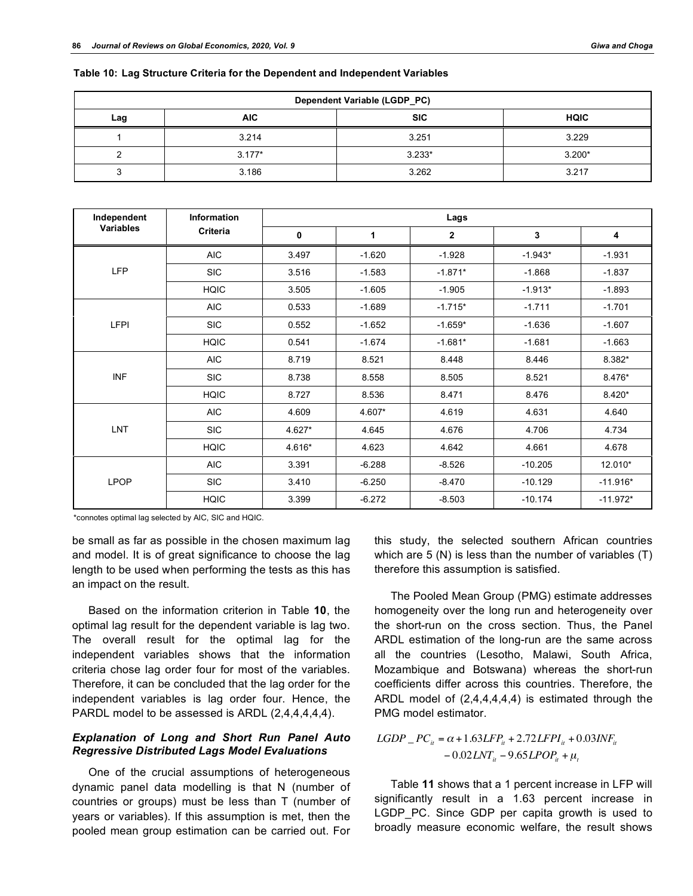**Table 10: Lag Structure Criteria for the Dependent and Independent Variables**

| Dependent Variable (LGDP_PC) | | | |
|---|---|---|---|
| Lag | AIC | SIC | HQIC |
| 1 | 3.214 | 3.251 | 3.229 |
| 2 | 3.177* | 3.233* | 3.200* |
| 3 | 3.186 | 3.262 | 3.217 |

| Independent Variables | Information Criteria | Lags | | | | |
|---|---|---|---|---|---|---|
| | | 0 | 1 | 2 | 3 | 4 |
| LFP | AIC | 3.497 | -1.620 | -1.928 | -1.943* | -1.931 |
| | SIC | 3.516 | -1.583 | -1.871* | -1.868 | -1.837 |
| | HQIC | 3.505 | -1.605 | -1.905 | -1.913* | -1.893 |
| LFPI | AIC | 0.533 | -1.689 | -1.715* | -1.711 | -1.701 |
| | SIC | 0.552 | -1.652 | -1.659* | -1.636 | -1.607 |
| | HQIC | 0.541 | -1.674 | -1.681* | -1.681 | -1.663 |
| INF | AIC | 8.719 | 8.521 | 8.448 | 8.446 | 8.382* |
| | SIC | 8.738 | 8.558 | 8.505 | 8.521 | 8.476* |
| | HQIC | 8.727 | 8.536 | 8.471 | 8.476 | 8.420* |
| LNT | AIC | 4.609 | 4.607* | 4.619 | 4.631 | 4.640 |
| | SIC | 4.627* | 4.645 | 4.676 | 4.706 | 4.734 |
| | HQIC | 4.616* | 4.623 | 4.642 | 4.661 | 4.678 |
| LPOP | AIC | 3.391 | -6.288 | -8.526 | -10.205 | 12.010* |
| | SIC | 3.410 | -6.250 | -8.470 | -10.129 | -11.916* |
| | HQIC | 3.399 | -6.272 | -8.503 | -10.174 | -11.972* |

*connotes optimal lag selected by AIC, SIC and HQIC.

be small as far as possible in the chosen maximum lag and model. It is of great significance to choose the lag length to be used when performing the tests as this has an impact on the result.

Based on the information criterion in Table **10**, the optimal lag result for the dependent variable is lag two. The overall result for the optimal lag for the independent variables shows that the information criteria chose lag order four for most of the variables. Therefore, it can be concluded that the lag order for the independent variables is lag order four. Hence, the PARDL model to be assessed is ARDL (2,4,4,4,4,4).

### *Explanation of Long and Short Run Panel Auto Regressive Distributed Lags Model Evaluations*

One of the crucial assumptions of heterogeneous dynamic panel data modelling is that N (number of countries or groups) must be less than T (number of years or variables). If this assumption is met, then the pooled mean group estimation can be carried out. For this study, the selected southern African countries which are 5 (N) is less than the number of variables (T) therefore this assumption is satisfied.

The Pooled Mean Group (PMG) estimate addresses homogeneity over the long run and heterogeneity over the short-run on the cross section. Thus, the Panel ARDL estimation of the long-run are the same across all the countries (Lesotho, Malawi, South Africa, Mozambique and Botswana) whereas the short-run coefficients differ across this countries. Therefore, the ARDL model of (2,4,4,4,4,4) is estimated through the PMG model estimator.

$$LGDP\_PC_{it} = \alpha + 1.63LFP_{it} + 2.72LFPI_{it} + 0.03INF_{it} - 0.02LNT_{it} - 9.65LPOP_{it} + \mu_t$$

Table **11** shows that a 1 percent increase in LFP will significantly result in a 1.63 percent increase in LGDP_PC. Since GDP per capita growth is used to broadly measure economic welfare, the result shows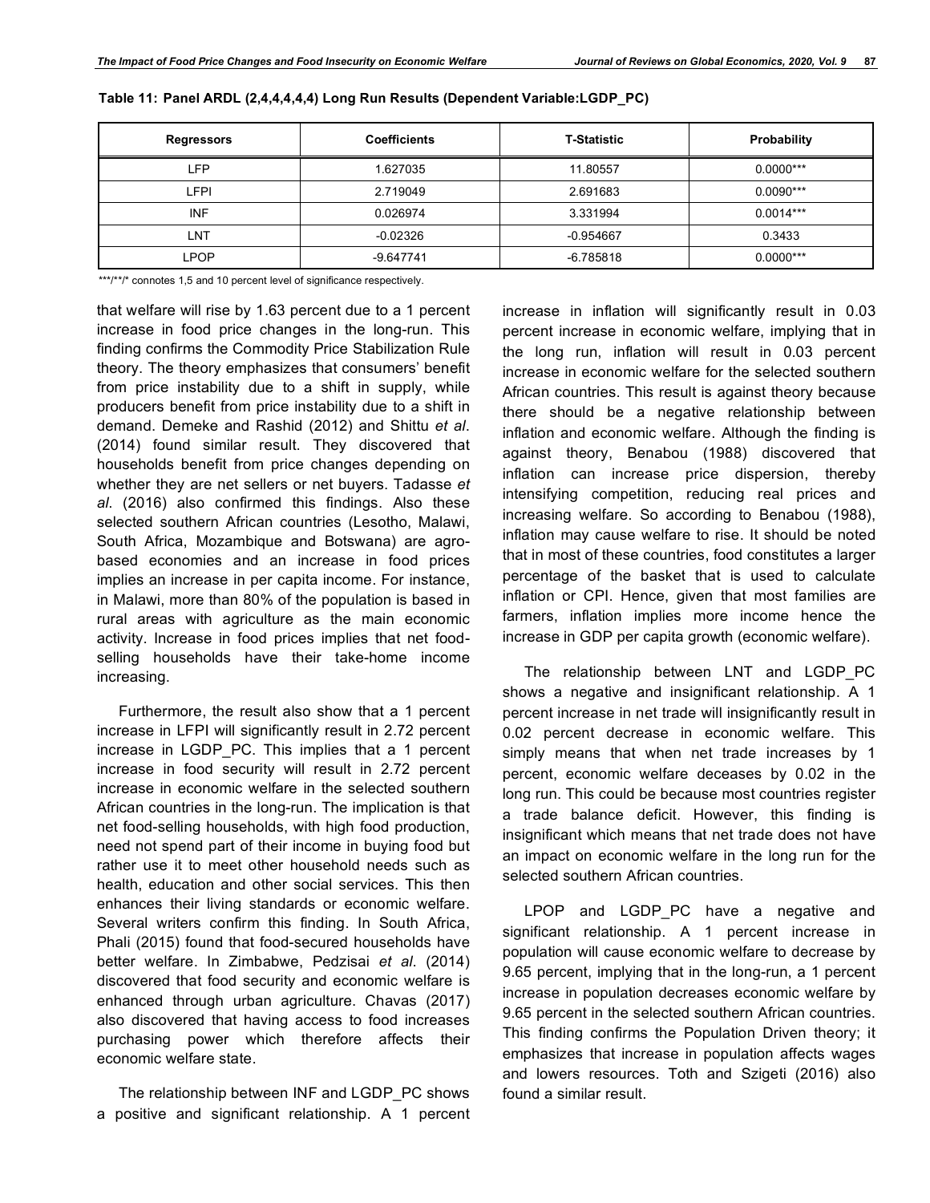**Table 11: Panel ARDL (2,4,4,4,4,4) Long Run Results (Dependent Variable:LGDP_PC)**

| Regressors | Coefficients | T-Statistic | Probability |
|---|---|---|---|
| LFP | 1.627035 | 11.80557 | 0.0000*** |
| LFPI | 2.719049 | 2.691683 | 0.0090*** |
| INF | 0.026974 | 3.331994 | 0.0014*** |
| LNT | -0.02326 | -0.954667 | 0.3433 |
| LPOP | -9.647741 | -6.785818 | 0.0000*** |

***/**/* connotes 1,5 and 10 percent level of significance respectively.

that welfare will rise by 1.63 percent due to a 1 percent increase in food price changes in the long-run. This finding confirms the Commodity Price Stabilization Rule theory. The theory emphasizes that consumers' benefit from price instability due to a shift in supply, while producers benefit from price instability due to a shift in demand. Demeke and Rashid (2012) and Shittu *et al*. (2014) found similar result. They discovered that households benefit from price changes depending on whether they are net sellers or net buyers. Tadasse *et al*. (2016) also confirmed this findings. Also these selected southern African countries (Lesotho, Malawi, South Africa, Mozambique and Botswana) are agro-based economies and an increase in food prices implies an increase in per capita income. For instance, in Malawi, more than 80% of the population is based in rural areas with agriculture as the main economic activity. Increase in food prices implies that net food-selling households have their take-home income increasing.

Furthermore, the result also show that a 1 percent increase in LFPI will significantly result in 2.72 percent increase in LGDP_PC. This implies that a 1 percent increase in food security will result in 2.72 percent increase in economic welfare in the selected southern African countries in the long-run. The implication is that net food-selling households, with high food production, need not spend part of their income in buying food but rather use it to meet other household needs such as health, education and other social services. This then enhances their living standards or economic welfare. Several writers confirm this finding. In South Africa, Phali (2015) found that food-secured households have better welfare. In Zimbabwe, Pedzisai *et al*. (2014) discovered that food security and economic welfare is enhanced through urban agriculture. Chavas (2017) also discovered that having access to food increases purchasing power which therefore affects their economic welfare state.

The relationship between INF and LGDP_PC shows a positive and significant relationship. A 1 percent increase in inflation will significantly result in 0.03 percent increase in economic welfare, implying that in the long run, inflation will result in 0.03 percent increase in economic welfare for the selected southern African countries. This result is against theory because there should be a negative relationship between inflation and economic welfare. Although the finding is against theory, Benabou (1988) discovered that inflation can increase price dispersion, thereby intensifying competition, reducing real prices and increasing welfare. So according to Benabou (1988), inflation may cause welfare to rise. It should be noted that in most of these countries, food constitutes a larger percentage of the basket that is used to calculate inflation or CPI. Hence, given that most families are farmers, inflation implies more income hence the increase in GDP per capita growth (economic welfare).

The relationship between LNT and LGDP_PC shows a negative and insignificant relationship. A 1 percent increase in net trade will insignificantly result in 0.02 percent decrease in economic welfare. This simply means that when net trade increases by 1 percent, economic welfare deceases by 0.02 in the long run. This could be because most countries register a trade balance deficit. However, this finding is insignificant which means that net trade does not have an impact on economic welfare in the long run for the selected southern African countries.

LPOP and LGDP_PC have a negative and significant relationship. A 1 percent increase in population will cause economic welfare to decrease by 9.65 percent, implying that in the long-run, a 1 percent increase in population decreases economic welfare by 9.65 percent in the selected southern African countries. This finding confirms the Population Driven theory; it emphasizes that increase in population affects wages and lowers resources. Toth and Szigeti (2016) also found a similar result.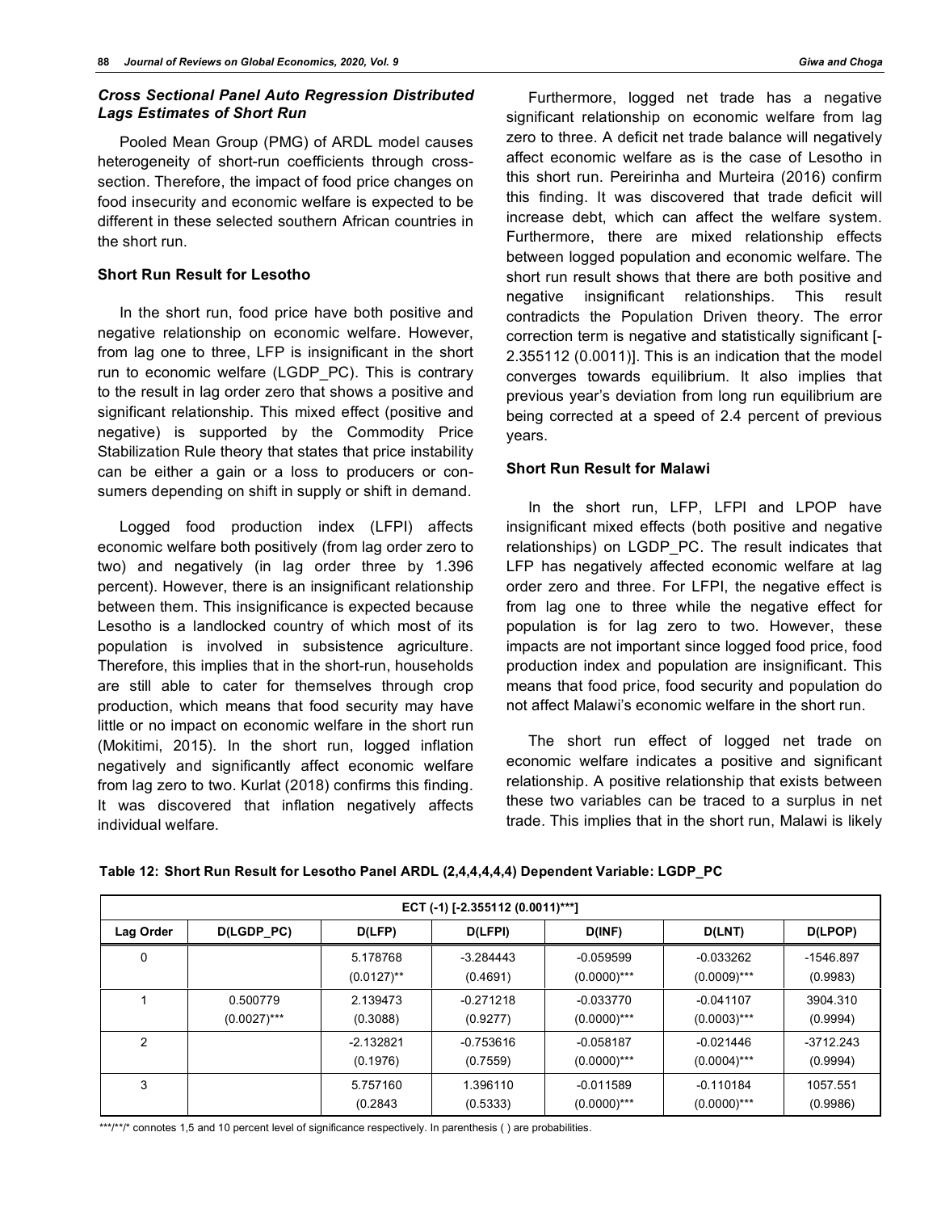### *Cross Sectional Panel Auto Regression Distributed Lags Estimates of Short Run*

Pooled Mean Group (PMG) of ARDL model causes heterogeneity of short-run coefficients through cross-section. Therefore, the impact of food price changes on food insecurity and economic welfare is expected to be different in these selected southern African countries in the short run.

#### Short Run Result for Lesotho

In the short run, food price have both positive and negative relationship on economic welfare. However, from lag one to three, LFP is insignificant in the short run to economic welfare (LGDP_PC). This is contrary to the result in lag order zero that shows a positive and significant relationship. This mixed effect (positive and negative) is supported by the Commodity Price Stabilization Rule theory that states that price instability can be either a gain or a loss to producers or consumers depending on shift in supply or shift in demand.

Logged food production index (LFPI) affects economic welfare both positively (from lag order zero to two) and negatively (in lag order three by 1.396 percent). However, there is an insignificant relationship between them. This insignificance is expected because Lesotho is a landlocked country of which most of its population is involved in subsistence agriculture. Therefore, this implies that in the short-run, households are still able to cater for themselves through crop production, which means that food security may have little or no impact on economic welfare in the short run (Mokitimi, 2015). In the short run, logged inflation negatively and significantly affect economic welfare from lag zero to two. Kurlat (2018) confirms this finding. It was discovered that inflation negatively affects individual welfare.

Furthermore, logged net trade has a negative significant relationship on economic welfare from lag zero to three. A deficit net trade balance will negatively affect economic welfare as is the case of Lesotho in this short run. Pereirinha and Murteira (2016) confirm this finding. It was discovered that trade deficit will increase debt, which can affect the welfare system. Furthermore, there are mixed relationship effects between logged population and economic welfare. The short run result shows that there are both positive and negative insignificant relationships. This result contradicts the Population Driven theory. The error correction term is negative and statistically significant [-2.355112 (0.0011)]. This is an indication that the model converges towards equilibrium. It also implies that previous year's deviation from long run equilibrium are being corrected at a speed of 2.4 percent of previous years.

#### Short Run Result for Malawi

In the short run, LFP, LFPI and LPOP have insignificant mixed effects (both positive and negative relationships) on LGDP_PC. The result indicates that LFP has negatively affected economic welfare at lag order zero and three. For LFPI, the negative effect is from lag one to three while the negative effect for population is for lag zero to two. However, these impacts are not important since logged food price, food production index and population are insignificant. This means that food price, food security and population do not affect Malawi's economic welfare in the short run.

The short run effect of logged net trade on economic welfare indicates a positive and significant relationship. A positive relationship that exists between these two variables can be traced to a surplus in net trade. This implies that in the short run, Malawi is likely

**Table 12: Short Run Result for Lesotho Panel ARDL (2,4,4,4,4,4) Dependent Variable: LGDP_PC**

| ECT (-1) [-2.355112 (0.0011)***] | | | | | | |
|---|---|---|---|---|---|---|
| **Lag Order** | **D(LGDP_PC)** | **D(LFP)** | **D(LFPI)** | **D(INF)** | **D(LNT)** | **D(LPOP)** |
| 0 | | 5.178768 (0.0127)** | -3.284443 (0.4691) | -0.059599 (0.0000)*** | -0.033262 (0.0009)*** | -1546.897 (0.9983) |
| 1 | 0.500779 (0.0027)*** | 2.139473 (0.3088) | -0.271218 (0.9277) | -0.033770 (0.0000)*** | -0.041107 (0.0003)*** | 3904.310 (0.9994) |
| 2 | | -2.132821 (0.1976) | -0.753616 (0.7559) | -0.058187 (0.0000)*** | -0.021446 (0.0004)*** | -3712.243 (0.9994) |
| 3 | | 5.757160 (0.2843 | 1.396110 (0.5333) | -0.011589 (0.0000)*** | -0.110184 (0.0000)*** | 1057.551 (0.9986) |

***/**/* connotes 1,5 and 10 percent level of significance respectively. In parenthesis ( ) are probabilities.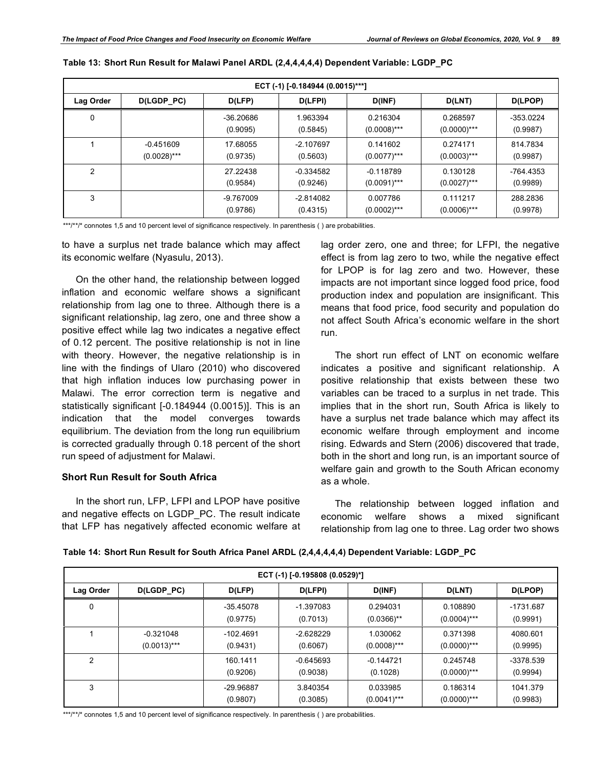**Table 13: Short Run Result for Malawi Panel ARDL (2,4,4,4,4,4) Dependent Variable: LGDP_PC**

| ECT (-1) [-0.184944 (0.0015)***] | | | | | | |
|---|---|---|---|---|---|---|
| **Lag Order** | **D(LGDP_PC)** | **D(LFP)** | **D(LFPI)** | **D(INF)** | **D(LNT)** | **D(LPOP)** |
| 0 | | -36.20686 (0.9095) | 1.963394 (0.5845) | 0.216304 (0.0008)*** | 0.268597 (0.0000)*** | -353.0224 (0.9987) |
| 1 | -0.451609 (0.0028)*** | 17.68055 (0.9735) | -2.107697 (0.5603) | 0.141602 (0.0077)*** | 0.274171 (0.0003)*** | 814.7834 (0.9987) |
| 2 | | 27.22438 (0.9584) | -0.334582 (0.9246) | -0.118789 (0.0091)*** | 0.130128 (0.0027)*** | -764.4353 (0.9989) |
| 3 | | -9.767009 (0.9786) | -2.814082 (0.4315) | 0.007786 (0.0002)*** | 0.111217 (0.0006)*** | 288.2836 (0.9978) |

***/**/* connotes 1,5 and 10 percent level of significance respectively. In parenthesis ( ) are probabilities.

to have a surplus net trade balance which may affect its economic welfare (Nyasulu, 2013).

On the other hand, the relationship between logged inflation and economic welfare shows a significant relationship from lag one to three. Although there is a significant relationship, lag zero, one and three show a positive effect while lag two indicates a negative effect of 0.12 percent. The positive relationship is not in line with theory. However, the negative relationship is in line with the findings of Ularo (2010) who discovered that high inflation induces low purchasing power in Malawi. The error correction term is negative and statistically significant [-0.184944 (0.0015)]. This is an indication that the model converges towards equilibrium. The deviation from the long run equilibrium is corrected gradually through 0.18 percent of the short run speed of adjustment for Malawi.

### Short Run Result for South Africa

In the short run, LFP, LFPI and LPOP have positive and negative effects on LGDP_PC. The result indicate that LFP has negatively affected economic welfare at lag order zero, one and three; for LFPI, the negative effect is from lag zero to two, while the negative effect for LPOP is for lag zero and two. However, these impacts are not important since logged food price, food production index and population are insignificant. This means that food price, food security and population do not affect South Africa's economic welfare in the short run.

The short run effect of LNT on economic welfare indicates a positive and significant relationship. A positive relationship that exists between these two variables can be traced to a surplus in net trade. This implies that in the short run, South Africa is likely to have a surplus net trade balance which may affect its economic welfare through employment and income rising. Edwards and Stern (2006) discovered that trade, both in the short and long run, is an important source of welfare gain and growth to the South African economy as a whole.

The relationship between logged inflation and economic welfare shows a mixed significant relationship from lag one to three. Lag order two shows

**Table 14: Short Run Result for South Africa Panel ARDL (2,4,4,4,4,4) Dependent Variable: LGDP_PC**

| ECT (-1) [-0.195808 (0.0529)*] | | | | | | |
|---|---|---|---|---|---|---|
| **Lag Order** | **D(LGDP_PC)** | **D(LFP)** | **D(LFPI)** | **D(INF)** | **D(LNT)** | **D(LPOP)** |
| 0 | | -35.45078 (0.9775) | -1.397083 (0.7013) | 0.294031 (0.0366)** | 0.108890 (0.0004)*** | -1731.687 (0.9991) |
| 1 | -0.321048 (0.0013)*** | -102.4691 (0.9431) | -2.628229 (0.6067) | 1.030062 (0.0008)*** | 0.371398 (0.0000)*** | 4080.601 (0.9995) |
| 2 | | 160.1411 (0.9206) | -0.645693 (0.9038) | -0.144721 (0.1028) | 0.245748 (0.0000)*** | -3378.539 (0.9994) |
| 3 | | -29.96887 (0.9807) | 3.840354 (0.3085) | 0.033985 (0.0041)*** | 0.186314 (0.0000)*** | 1041.379 (0.9983) |

***/**/* connotes 1,5 and 10 percent level of significance respectively. In parenthesis ( ) are probabilities.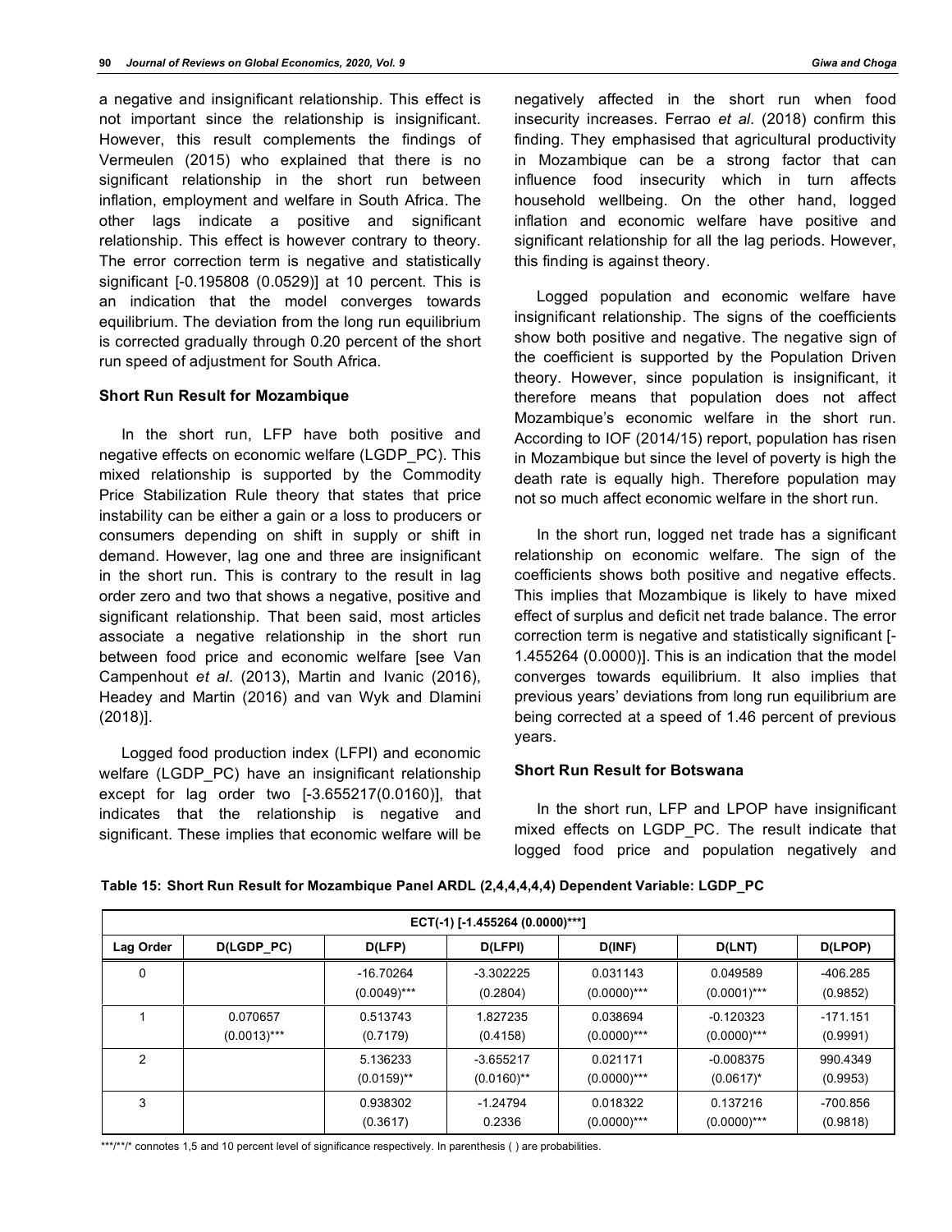a negative and insignificant relationship. This effect is not important since the relationship is insignificant. However, this result complements the findings of Vermeulen (2015) who explained that there is no significant relationship in the short run between inflation, employment and welfare in South Africa. The other lags indicate a positive and significant relationship. This effect is however contrary to theory. The error correction term is negative and statistically significant [-0.195808 (0.0529)] at 10 percent. This is an indication that the model converges towards equilibrium. The deviation from the long run equilibrium is corrected gradually through 0.20 percent of the short run speed of adjustment for South Africa.

### Short Run Result for Mozambique

In the short run, LFP have both positive and negative effects on economic welfare (LGDP_PC). This mixed relationship is supported by the Commodity Price Stabilization Rule theory that states that price instability can be either a gain or a loss to producers or consumers depending on shift in supply or shift in demand. However, lag one and three are insignificant in the short run. This is contrary to the result in lag order zero and two that shows a negative, positive and significant relationship. That been said, most articles associate a negative relationship in the short run between food price and economic welfare [see Van Campenhout *et al*. (2013), Martin and Ivanic (2016), Headey and Martin (2016) and van Wyk and Dlamini (2018)].

Logged food production index (LFPI) and economic welfare (LGDP_PC) have an insignificant relationship except for lag order two [-3.655217(0.0160)], that indicates that the relationship is negative and significant. These implies that economic welfare will be negatively affected in the short run when food insecurity increases. Ferrao *et al*. (2018) confirm this finding. They emphasised that agricultural productivity in Mozambique can be a strong factor that can influence food insecurity which in turn affects household wellbeing. On the other hand, logged inflation and economic welfare have positive and significant relationship for all the lag periods. However, this finding is against theory.

Logged population and economic welfare have insignificant relationship. The signs of the coefficients show both positive and negative. The negative sign of the coefficient is supported by the Population Driven theory. However, since population is insignificant, it therefore means that population does not affect Mozambique's economic welfare in the short run. According to IOF (2014/15) report, population has risen in Mozambique but since the level of poverty is high the death rate is equally high. Therefore population may not so much affect economic welfare in the short run.

In the short run, logged net trade has a significant relationship on economic welfare. The sign of the coefficients shows both positive and negative effects. This implies that Mozambique is likely to have mixed effect of surplus and deficit net trade balance. The error correction term is negative and statistically significant [-1.455264 (0.0000)]. This is an indication that the model converges towards equilibrium. It also implies that previous years' deviations from long run equilibrium are being corrected at a speed of 1.46 percent of previous years.

### Short Run Result for Botswana

In the short run, LFP and LPOP have insignificant mixed effects on LGDP_PC. The result indicate that logged food price and population negatively and

**Table 15: Short Run Result for Mozambique Panel ARDL (2,4,4,4,4,4) Dependent Variable: LGDP_PC**

| ECT(-1) [-1.455264 (0.0000)***] | | | | | | |
|---|---|---|---|---|---|---|
| **Lag Order** | **D(LGDP_PC)** | **D(LFP)** | **D(LFPI)** | **D(INF)** | **D(LNT)** | **D(LPOP)** |
| 0 | | -16.70264 (0.0049)*** | -3.302225 (0.2804) | 0.031143 (0.0000)*** | 0.049589 (0.0001)*** | -406.285 (0.9852) |
| 1 | 0.070657 (0.0013)*** | 0.513743 (0.7179) | 1.827235 (0.4158) | 0.038694 (0.0000)*** | -0.120323 (0.0000)*** | -171.151 (0.9991) |
| 2 | | 5.136233 (0.0159)** | -3.655217 (0.0160)** | 0.021171 (0.0000)*** | -0.008375 (0.0617)* | 990.4349 (0.9953) |
| 3 | | 0.938302 (0.3617) | -1.24794 0.2336 | 0.018322 (0.0000)*** | 0.137216 (0.0000)*** | -700.856 (0.9818) |

***/**/* connotes 1,5 and 10 percent level of significance respectively. In parenthesis ( ) are probabilities.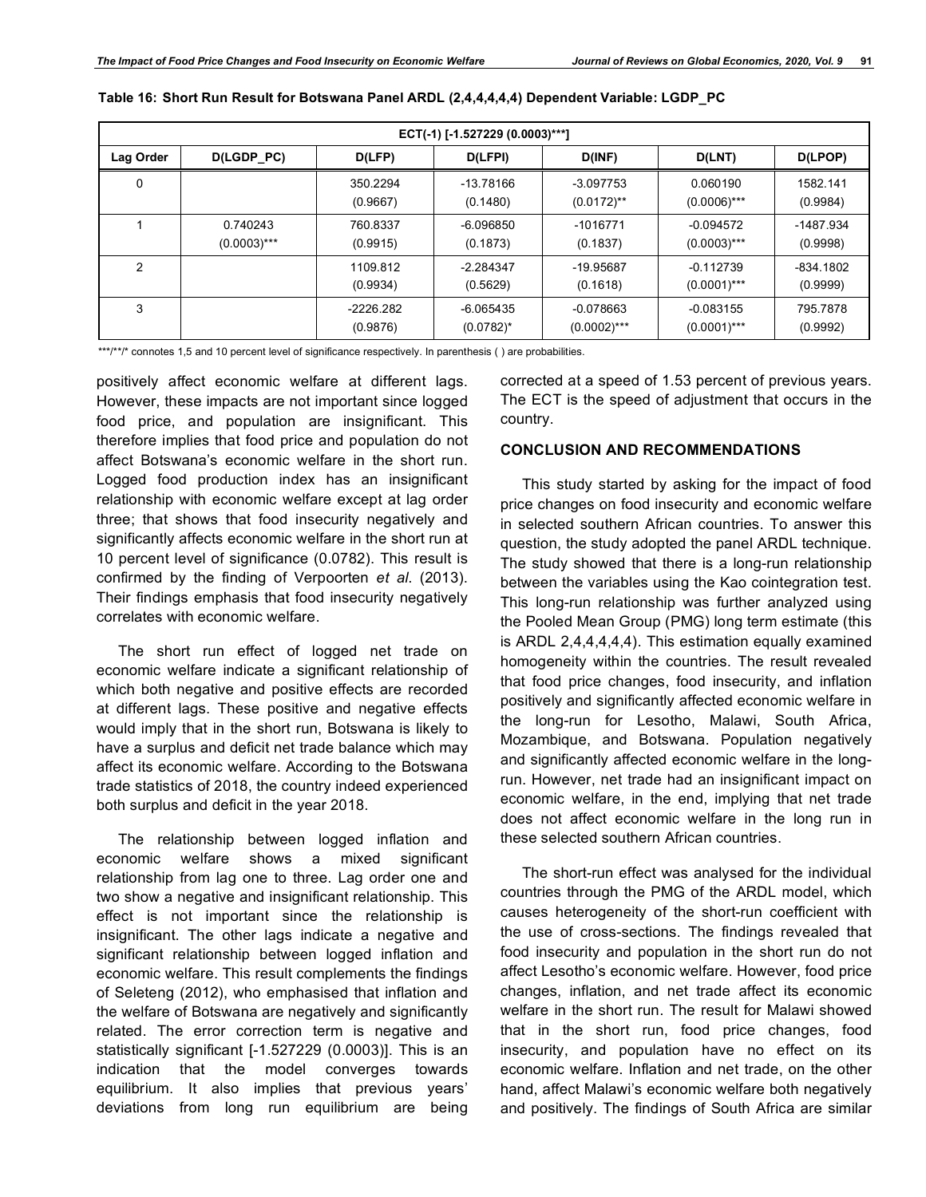**Table 16: Short Run Result for Botswana Panel ARDL (2,4,4,4,4,4) Dependent Variable: LGDP_PC**

| ECT(-1) [-1.527229 (0.0003)***] | | | | | | |
|---|---|---|---|---|---|---|
| **Lag Order** | **D(LGDP_PC)** | **D(LFP)** | **D(LFPI)** | **D(INF)** | **D(LNT)** | **D(LPOP)** |
| 0 | | 350.2294 (0.9667) | -13.78166 (0.1480) | -3.097753 (0.0172)** | 0.060190 (0.0006)*** | 1582.141 (0.9984) |
| 1 | 0.740243 (0.0003)*** | 760.8337 (0.9915) | -6.096850 (0.1873) | -1016771 (0.1837) | -0.094572 (0.0003)*** | -1487.934 (0.9998) |
| 2 | | 1109.812 (0.9934) | -2.284347 (0.5629) | -19.95687 (0.1618) | -0.112739 (0.0001)*** | -834.1802 (0.9999) |
| 3 | | -2226.282 (0.9876) | -6.065435 (0.0782)* | -0.078663 (0.0002)*** | -0.083155 (0.0001)*** | 795.7878 (0.9992) |

***/**/* connotes 1,5 and 10 percent level of significance respectively. In parenthesis ( ) are probabilities.

positively affect economic welfare at different lags. However, these impacts are not important since logged food price, and population are insignificant. This therefore implies that food price and population do not affect Botswana's economic welfare in the short run. Logged food production index has an insignificant relationship with economic welfare except at lag order three; that shows that food insecurity negatively and significantly affects economic welfare in the short run at 10 percent level of significance (0.0782). This result is confirmed by the finding of Verpoorten *et al*. (2013). Their findings emphasis that food insecurity negatively correlates with economic welfare.

The short run effect of logged net trade on economic welfare indicate a significant relationship of which both negative and positive effects are recorded at different lags. These positive and negative effects would imply that in the short run, Botswana is likely to have a surplus and deficit net trade balance which may affect its economic welfare. According to the Botswana trade statistics of 2018, the country indeed experienced both surplus and deficit in the year 2018.

The relationship between logged inflation and economic welfare shows a mixed significant relationship from lag one to three. Lag order one and two show a negative and insignificant relationship. This effect is not important since the relationship is insignificant. The other lags indicate a negative and significant relationship between logged inflation and economic welfare. This result complements the findings of Seleteng (2012), who emphasised that inflation and the welfare of Botswana are negatively and significantly related. The error correction term is negative and statistically significant [-1.527229 (0.0003)]. This is an indication that the model converges towards equilibrium. It also implies that previous years' deviations from long run equilibrium are being corrected at a speed of 1.53 percent of previous years. The ECT is the speed of adjustment that occurs in the country.

## CONCLUSION AND RECOMMENDATIONS

This study started by asking for the impact of food price changes on food insecurity and economic welfare in selected southern African countries. To answer this question, the study adopted the panel ARDL technique. The study showed that there is a long-run relationship between the variables using the Kao cointegration test. This long-run relationship was further analyzed using the Pooled Mean Group (PMG) long term estimate (this is ARDL 2,4,4,4,4,4). This estimation equally examined homogeneity within the countries. The result revealed that food price changes, food insecurity, and inflation positively and significantly affected economic welfare in the long-run for Lesotho, Malawi, South Africa, Mozambique, and Botswana. Population negatively and significantly affected economic welfare in the long-run. However, net trade had an insignificant impact on economic welfare, in the end, implying that net trade does not affect economic welfare in the long run in these selected southern African countries.

The short-run effect was analysed for the individual countries through the PMG of the ARDL model, which causes heterogeneity of the short-run coefficient with the use of cross-sections. The findings revealed that food insecurity and population in the short run do not affect Lesotho's economic welfare. However, food price changes, inflation, and net trade affect its economic welfare in the short run. The result for Malawi showed that in the short run, food price changes, food insecurity, and population have no effect on its economic welfare. Inflation and net trade, on the other hand, affect Malawi's economic welfare both negatively and positively. The findings of South Africa are similar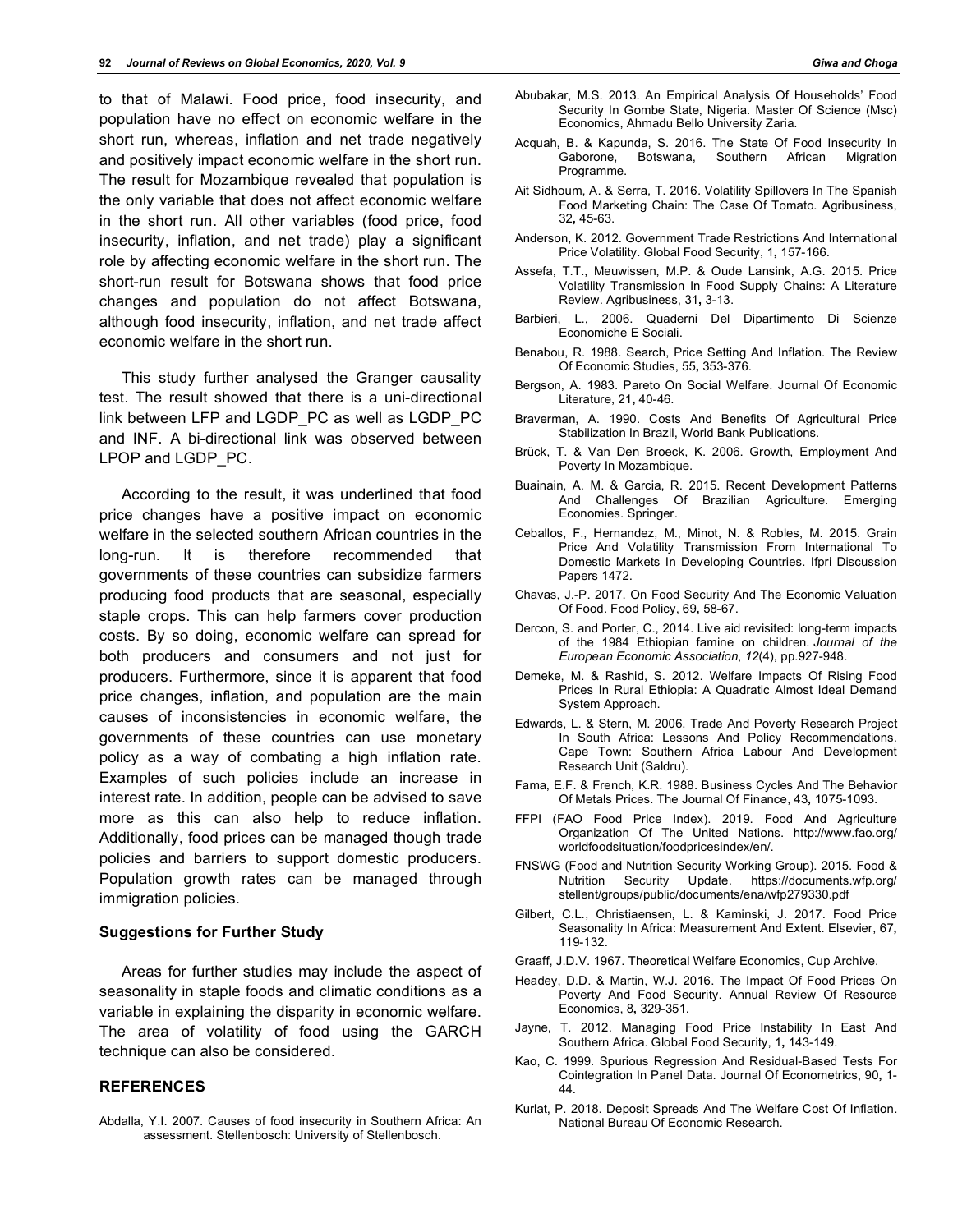to that of Malawi. Food price, food insecurity, and population have no effect on economic welfare in the short run, whereas, inflation and net trade negatively and positively impact economic welfare in the short run. The result for Mozambique revealed that population is the only variable that does not affect economic welfare in the short run. All other variables (food price, food insecurity, inflation, and net trade) play a significant role by affecting economic welfare in the short run. The short-run result for Botswana shows that food price changes and population do not affect Botswana, although food insecurity, inflation, and net trade affect economic welfare in the short run.

This study further analysed the Granger causality test. The result showed that there is a uni-directional link between LFP and LGDP_PC as well as LGDP_PC and INF. A bi-directional link was observed between LPOP and LGDP_PC.

According to the result, it was underlined that food price changes have a positive impact on economic welfare in the selected southern African countries in the long-run. It is therefore recommended that governments of these countries can subsidize farmers producing food products that are seasonal, especially staple crops. This can help farmers cover production costs. By so doing, economic welfare can spread for both producers and consumers and not just for producers. Furthermore, since it is apparent that food price changes, inflation, and population are the main causes of inconsistencies in economic welfare, the governments of these countries can use monetary policy as a way of combating a high inflation rate. Examples of such policies include an increase in interest rate. In addition, people can be advised to save more as this can also help to reduce inflation. Additionally, food prices can be managed though trade policies and barriers to support domestic producers. Population growth rates can be managed through immigration policies.

### Suggestions for Further Study

Areas for further studies may include the aspect of seasonality in staple foods and climatic conditions as a variable in explaining the disparity in economic welfare. The area of volatility of food using the GARCH technique can also be considered.

## REFERENCES

Abdalla, Y.I. 2007. Causes of food insecurity in Southern Africa: An assessment. Stellenbosch: University of Stellenbosch.

Abubakar, M.S. 2013. An Empirical Analysis Of Households' Food Security In Gombe State, Nigeria. Master Of Science (Msc) Economics, Ahmadu Bello University Zaria.

Acquah, B. & Kapunda, S. 2016. The State Of Food Insecurity In Gaborone, Botswana, Southern African Migration Programme.

Ait Sidhoum, A. & Serra, T. 2016. Volatility Spillovers In The Spanish Food Marketing Chain: The Case Of Tomato. Agribusiness, 32**,** 45-63.

Anderson, K. 2012. Government Trade Restrictions And International Price Volatility. Global Food Security, 1**,** 157-166.

Assefa, T.T., Meuwissen, M.P. & Oude Lansink, A.G. 2015. Price Volatility Transmission In Food Supply Chains: A Literature Review. Agribusiness, 31**,** 3-13.

Barbieri, L., 2006. Quaderni Del Dipartimento Di Scienze Economiche E Sociali.

Benabou, R. 1988. Search, Price Setting And Inflation. The Review Of Economic Studies, 55**,** 353-376.

Bergson, A. 1983. Pareto On Social Welfare. Journal Of Economic Literature, 21**,** 40-46.

Braverman, A. 1990. Costs And Benefits Of Agricultural Price Stabilization In Brazil, World Bank Publications.

Brück, T. & Van Den Broeck, K. 2006. Growth, Employment And Poverty In Mozambique.

Buainain, A. M. & Garcia, R. 2015. Recent Development Patterns And Challenges Of Brazilian Agriculture. Emerging Economies. Springer.

Ceballos, F., Hernandez, M., Minot, N. & Robles, M. 2015. Grain Price And Volatility Transmission From International To Domestic Markets In Developing Countries. Ifpri Discussion Papers 1472.

Chavas, J.-P. 2017. On Food Security And The Economic Valuation Of Food. Food Policy, 69**,** 58-67.

Dercon, S. and Porter, C., 2014. Live aid revisited: long-term impacts of the 1984 Ethiopian famine on children. *Journal of the European Economic Association*, *12*(4), pp.927-948.

Demeke, M. & Rashid, S. 2012. Welfare Impacts Of Rising Food Prices In Rural Ethiopia: A Quadratic Almost Ideal Demand System Approach.

Edwards, L. & Stern, M. 2006. Trade And Poverty Research Project In South Africa: Lessons And Policy Recommendations. Cape Town: Southern Africa Labour And Development Research Unit (Saldru).

Fama, E.F. & French, K.R. 1988. Business Cycles And The Behavior Of Metals Prices. The Journal Of Finance, 43**,** 1075-1093.

FFPI (FAO Food Price Index). 2019. Food And Agriculture Organization Of The United Nations. http://www.fao.org/worldfoodsituation/foodpricesindex/en/.

FNSWG (Food and Nutrition Security Working Group). 2015. Food & Nutrition Security Update. https://documents.wfp.org/stellent/groups/public/documents/ena/wfp279330.pdf

Gilbert, C.L., Christiaensen, L. & Kaminski, J. 2017. Food Price Seasonality In Africa: Measurement And Extent. Elsevier, 67**,** 119-132.

Graaff, J.D.V. 1967. Theoretical Welfare Economics, Cup Archive.

Headey, D.D. & Martin, W.J. 2016. The Impact Of Food Prices On Poverty And Food Security. Annual Review Of Resource Economics, 8**,** 329-351.

Jayne, T. 2012. Managing Food Price Instability In East And Southern Africa. Global Food Security, 1**,** 143-149.

Kao, C. 1999. Spurious Regression And Residual-Based Tests For Cointegration In Panel Data. Journal Of Econometrics, 90**,** 1-44.

Kurlat, P. 2018. Deposit Spreads And The Welfare Cost Of Inflation. National Bureau Of Economic Research.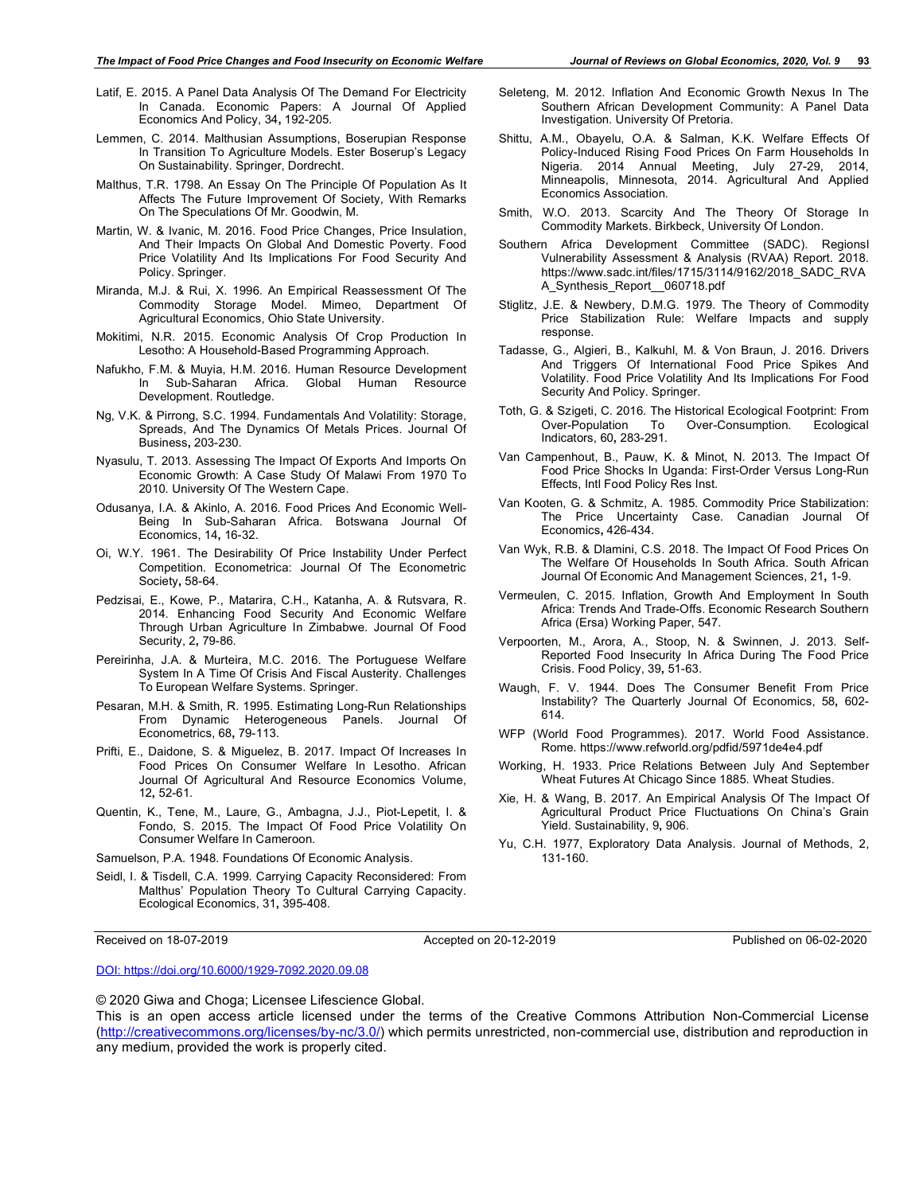Latif, E. 2015. A Panel Data Analysis Of The Demand For Electricity In Canada. Economic Papers: A Journal Of Applied Economics And Policy, 34**,** 192-205.

Lemmen, C. 2014. Malthusian Assumptions, Boserupian Response In Transition To Agriculture Models. Ester Boserup's Legacy On Sustainability. Springer, Dordrecht.

Malthus, T.R. 1798. An Essay On The Principle Of Population As It Affects The Future Improvement Of Society, With Remarks On The Speculations Of Mr. Goodwin, M.

Martin, W. & Ivanic, M. 2016. Food Price Changes, Price Insulation, And Their Impacts On Global And Domestic Poverty. Food Price Volatility And Its Implications For Food Security And Policy. Springer.

Miranda, M.J. & Rui, X. 1996. An Empirical Reassessment Of The Commodity Storage Model. Mimeo, Department Of Agricultural Economics, Ohio State University.

Mokitimi, N.R. 2015. Economic Analysis Of Crop Production In Lesotho: A Household-Based Programming Approach.

Nafukho, F.M. & Muyia, H.M. 2016. Human Resource Development In Sub-Saharan Africa. Global Human Resource Development. Routledge.

Ng, V.K. & Pirrong, S.C. 1994. Fundamentals And Volatility: Storage, Spreads, And The Dynamics Of Metals Prices. Journal Of Business**,** 203-230.

Nyasulu, T. 2013. Assessing The Impact Of Exports And Imports On Economic Growth: A Case Study Of Malawi From 1970 To 2010. University Of The Western Cape.

Odusanya, I.A. & Akinlo, A. 2016. Food Prices And Economic Well-Being In Sub-Saharan Africa. Botswana Journal Of Economics, 14**,** 16-32.

Oi, W.Y. 1961. The Desirability Of Price Instability Under Perfect Competition. Econometrica: Journal Of The Econometric Society**,** 58-64.

Pedzisai, E., Kowe, P., Matarira, C.H., Katanha, A. & Rutsvara, R. 2014. Enhancing Food Security And Economic Welfare Through Urban Agriculture In Zimbabwe. Journal Of Food Security, 2**,** 79-86.

Pereirinha, J.A. & Murteira, M.C. 2016. The Portuguese Welfare System In A Time Of Crisis And Fiscal Austerity. Challenges To European Welfare Systems. Springer.

Pesaran, M.H. & Smith, R. 1995. Estimating Long-Run Relationships From Dynamic Heterogeneous Panels. Journal Of Econometrics, 68**,** 79-113.

Prifti, E., Daidone, S. & Miguelez, B. 2017. Impact Of Increases In Food Prices On Consumer Welfare In Lesotho. African Journal Of Agricultural And Resource Economics Volume, 12**,** 52-61.

Quentin, K., Tene, M., Laure, G., Ambagna, J.J., Piot-Lepetit, I. & Fondo, S. 2015. The Impact Of Food Price Volatility On Consumer Welfare In Cameroon.

Samuelson, P.A. 1948. Foundations Of Economic Analysis.

Seidl, I. & Tisdell, C.A. 1999. Carrying Capacity Reconsidered: From Malthus' Population Theory To Cultural Carrying Capacity. Ecological Economics, 31**,** 395-408.

Seleteng, M. 2012. Inflation And Economic Growth Nexus In The Southern African Development Community: A Panel Data Investigation. University Of Pretoria.

Shittu, A.M., Obayelu, O.A. & Salman, K.K. Welfare Effects Of Policy-Induced Rising Food Prices On Farm Households In Nigeria. 2014 Annual Meeting, July 27-29, 2014, Minneapolis, Minnesota, 2014. Agricultural And Applied Economics Association.

Smith, W.O. 2013. Scarcity And The Theory Of Storage In Commodity Markets. Birkbeck, University Of London.

Southern Africa Development Committee (SADC). Regionsl Vulnerability Assessment & Analysis (RVAA) Report. 2018. https://www.sadc.int/files/1715/3114/9162/2018_SADC_RVAA_Synthesis_Report__060718.pdf

Stiglitz, J.E. & Newbery, D.M.G. 1979. The Theory of Commodity Price Stabilization Rule: Welfare Impacts and supply response.

Tadasse, G., Algieri, B., Kalkuhl, M. & Von Braun, J. 2016. Drivers And Triggers Of International Food Price Spikes And Volatility. Food Price Volatility And Its Implications For Food Security And Policy. Springer.

Toth, G. & Szigeti, C. 2016. The Historical Ecological Footprint: From Over-Population To Over-Consumption. Ecological Indicators, 60**,** 283-291.

Van Campenhout, B., Pauw, K. & Minot, N. 2013. The Impact Of Food Price Shocks In Uganda: First-Order Versus Long-Run Effects, Intl Food Policy Res Inst.

Van Kooten, G. & Schmitz, A. 1985. Commodity Price Stabilization: The Price Uncertainty Case. Canadian Journal Of Economics**,** 426-434.

Van Wyk, R.B. & Dlamini, C.S. 2018. The Impact Of Food Prices On The Welfare Of Households In South Africa. South African Journal Of Economic And Management Sciences, 21**,** 1-9.

Vermeulen, C. 2015. Inflation, Growth And Employment In South Africa: Trends And Trade-Offs. Economic Research Southern Africa (Ersa) Working Paper, 547.

Verpoorten, M., Arora, A., Stoop, N. & Swinnen, J. 2013. Self-Reported Food Insecurity In Africa During The Food Price Crisis. Food Policy, 39**,** 51-63.

Waugh, F. V. 1944. Does The Consumer Benefit From Price Instability? The Quarterly Journal Of Economics, 58**,** 602-614.

WFP (World Food Programmes). 2017. World Food Assistance. Rome. https://www.refworld.org/pdfid/5971de4e4.pdf

Working, H. 1933. Price Relations Between July And September Wheat Futures At Chicago Since 1885. Wheat Studies.

Xie, H. & Wang, B. 2017. An Empirical Analysis Of The Impact Of Agricultural Product Price Fluctuations On China's Grain Yield. Sustainability, 9**,** 906.

Yu, C.H. 1977, Exploratory Data Analysis. Journal of Methods, 2, 131-160.

Received on 18-07-2019 Accepted on 20-12-2019 Published on 06-02-2020

DOI: https://doi.org/10.6000/1929-7092.2020.09.08

© 2020 Giwa and Choga; Licensee Lifescience Global.

This is an open access article licensed under the terms of the Creative Commons Attribution Non-Commercial License (http://creativecommons.org/licenses/by-nc/3.0/) which permits unrestricted, non-commercial use, distribution and reproduction in any medium, provided the work is properly cited.